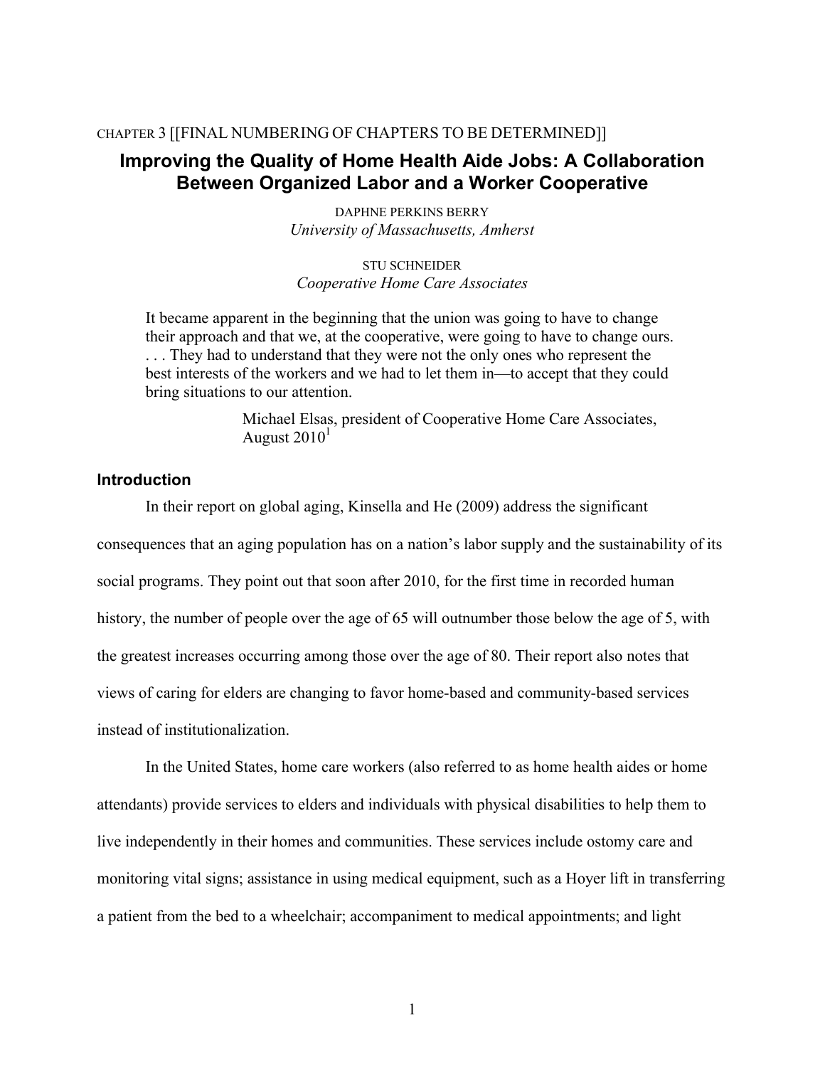CHAPTER 3 [[FINAL NUMBERING OF CHAPTERS TO BE DETERMINED]]

# Improving the Quality of Home Health Aide Jobs: A Collaboration Between Organized Labor and a Worker Cooperative

DAPHNE PERKINS BERRY
*University of Massachusetts, Amherst*

STU SCHNEIDER
*Cooperative Home Care Associates*

> It became apparent in the beginning that the union was going to have to change their approach and that we, at the cooperative, were going to have to change ours. . . . They had to understand that they were not the only ones who represent the best interests of the workers and we had to let them in—to accept that they could bring situations to our attention.
>
> Michael Elsas, president of Cooperative Home Care Associates, August 2010[1]

## Introduction

In their report on global aging, Kinsella and He (2009) address the significant consequences that an aging population has on a nation's labor supply and the sustainability of its social programs. They point out that soon after 2010, for the first time in recorded human history, the number of people over the age of 65 will outnumber those below the age of 5, with the greatest increases occurring among those over the age of 80. Their report also notes that views of caring for elders are changing to favor home-based and community-based services instead of institutionalization.

In the United States, home care workers (also referred to as home health aides or home attendants) provide services to elders and individuals with physical disabilities to help them to live independently in their homes and communities. These services include ostomy care and monitoring vital signs; assistance in using medical equipment, such as a Hoyer lift in transferring a patient from the bed to a wheelchair; accompaniment to medical appointments; and light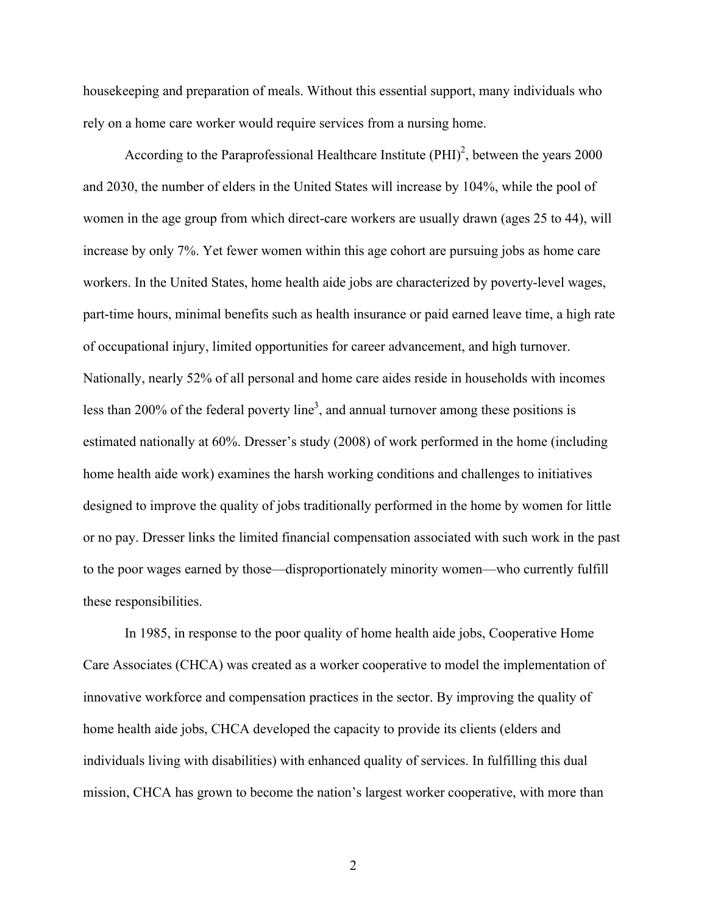housekeeping and preparation of meals. Without this essential support, many individuals who rely on a home care worker would require services from a nursing home.

According to the Paraprofessional Healthcare Institute (PHI)[2], between the years 2000 and 2030, the number of elders in the United States will increase by 104%, while the pool of women in the age group from which direct-care workers are usually drawn (ages 25 to 44), will increase by only 7%. Yet fewer women within this age cohort are pursuing jobs as home care workers. In the United States, home health aide jobs are characterized by poverty-level wages, part-time hours, minimal benefits such as health insurance or paid earned leave time, a high rate of occupational injury, limited opportunities for career advancement, and high turnover. Nationally, nearly 52% of all personal and home care aides reside in households with incomes less than 200% of the federal poverty line[3], and annual turnover among these positions is estimated nationally at 60%. Dresser's study (2008) of work performed in the home (including home health aide work) examines the harsh working conditions and challenges to initiatives designed to improve the quality of jobs traditionally performed in the home by women for little or no pay. Dresser links the limited financial compensation associated with such work in the past to the poor wages earned by those—disproportionately minority women—who currently fulfill these responsibilities.

In 1985, in response to the poor quality of home health aide jobs, Cooperative Home Care Associates (CHCA) was created as a worker cooperative to model the implementation of innovative workforce and compensation practices in the sector. By improving the quality of home health aide jobs, CHCA developed the capacity to provide its clients (elders and individuals living with disabilities) with enhanced quality of services. In fulfilling this dual mission, CHCA has grown to become the nation's largest worker cooperative, with more than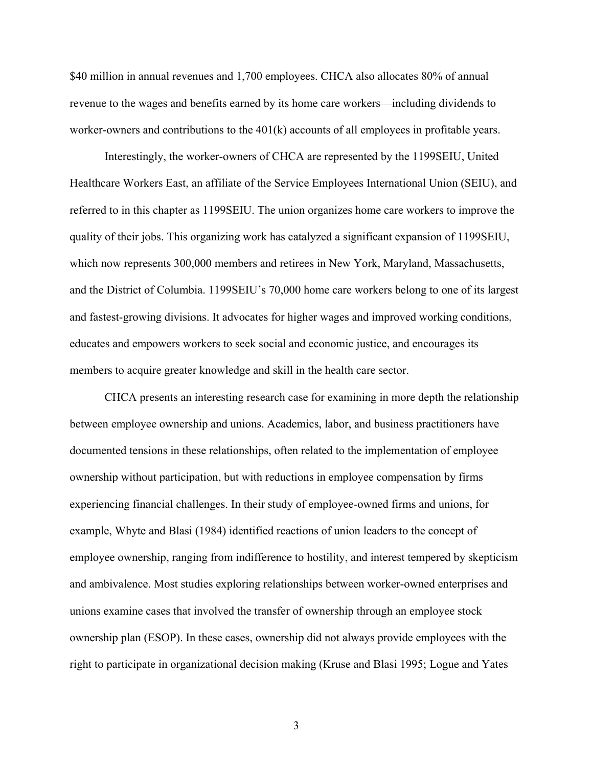$40 million in annual revenues and 1,700 employees. CHCA also allocates 80% of annual revenue to the wages and benefits earned by its home care workers—including dividends to worker-owners and contributions to the 401(k) accounts of all employees in profitable years.

Interestingly, the worker-owners of CHCA are represented by the 1199SEIU, United Healthcare Workers East, an affiliate of the Service Employees International Union (SEIU), and referred to in this chapter as 1199SEIU. The union organizes home care workers to improve the quality of their jobs. This organizing work has catalyzed a significant expansion of 1199SEIU, which now represents 300,000 members and retirees in New York, Maryland, Massachusetts, and the District of Columbia. 1199SEIU's 70,000 home care workers belong to one of its largest and fastest-growing divisions. It advocates for higher wages and improved working conditions, educates and empowers workers to seek social and economic justice, and encourages its members to acquire greater knowledge and skill in the health care sector.

CHCA presents an interesting research case for examining in more depth the relationship between employee ownership and unions. Academics, labor, and business practitioners have documented tensions in these relationships, often related to the implementation of employee ownership without participation, but with reductions in employee compensation by firms experiencing financial challenges. In their study of employee-owned firms and unions, for example, Whyte and Blasi (1984) identified reactions of union leaders to the concept of employee ownership, ranging from indifference to hostility, and interest tempered by skepticism and ambivalence. Most studies exploring relationships between worker-owned enterprises and unions examine cases that involved the transfer of ownership through an employee stock ownership plan (ESOP). In these cases, ownership did not always provide employees with the right to participate in organizational decision making (Kruse and Blasi 1995; Logue and Yates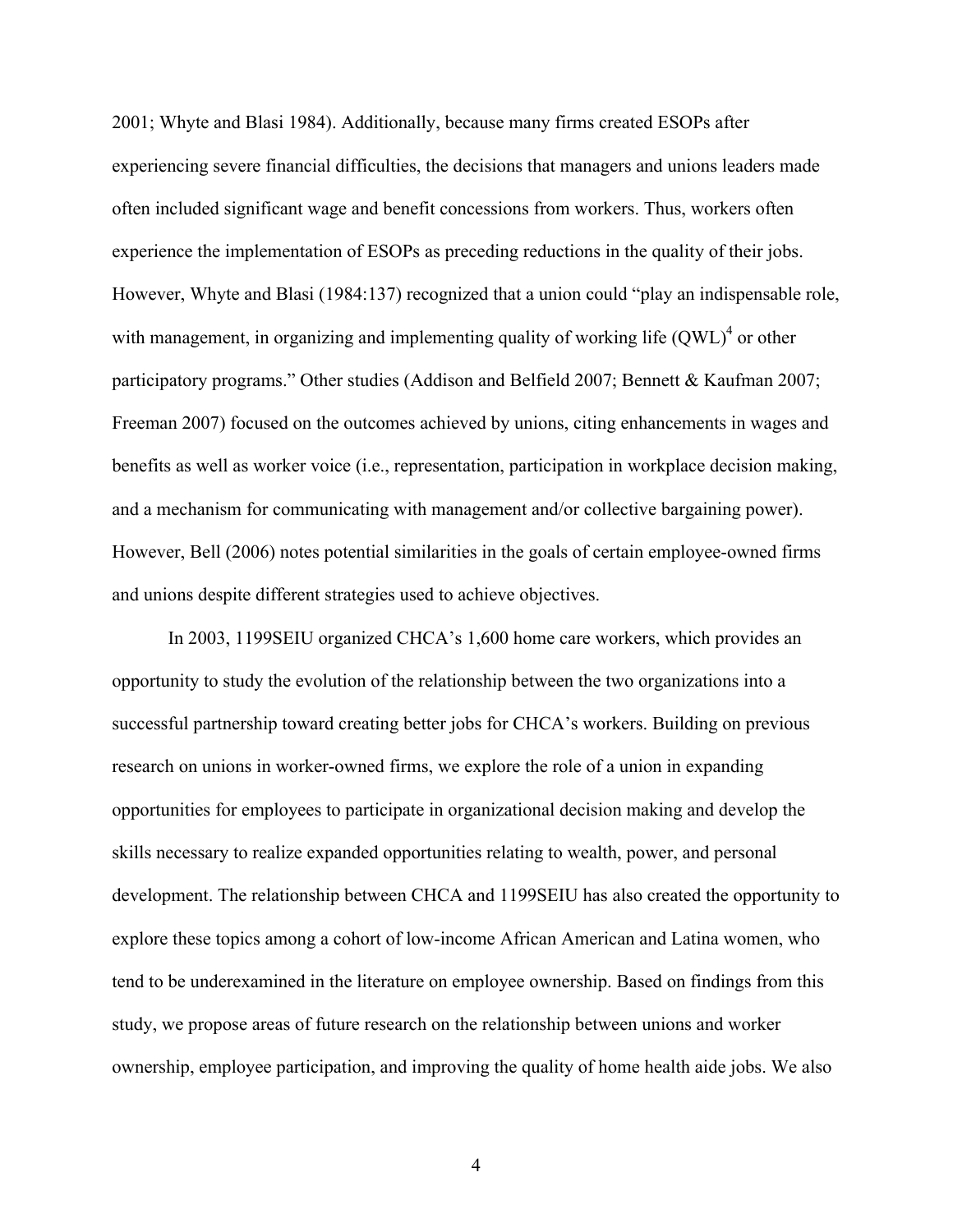2001; Whyte and Blasi 1984). Additionally, because many firms created ESOPs after experiencing severe financial difficulties, the decisions that managers and unions leaders made often included significant wage and benefit concessions from workers. Thus, workers often experience the implementation of ESOPs as preceding reductions in the quality of their jobs. However, Whyte and Blasi (1984:137) recognized that a union could "play an indispensable role, with management, in organizing and implementing quality of working life (QWL)[4] or other participatory programs." Other studies (Addison and Belfield 2007; Bennett & Kaufman 2007; Freeman 2007) focused on the outcomes achieved by unions, citing enhancements in wages and benefits as well as worker voice (i.e., representation, participation in workplace decision making, and a mechanism for communicating with management and/or collective bargaining power). However, Bell (2006) notes potential similarities in the goals of certain employee-owned firms and unions despite different strategies used to achieve objectives.

In 2003, 1199SEIU organized CHCA's 1,600 home care workers, which provides an opportunity to study the evolution of the relationship between the two organizations into a successful partnership toward creating better jobs for CHCA's workers. Building on previous research on unions in worker-owned firms, we explore the role of a union in expanding opportunities for employees to participate in organizational decision making and develop the skills necessary to realize expanded opportunities relating to wealth, power, and personal development. The relationship between CHCA and 1199SEIU has also created the opportunity to explore these topics among a cohort of low-income African American and Latina women, who tend to be underexamined in the literature on employee ownership. Based on findings from this study, we propose areas of future research on the relationship between unions and worker ownership, employee participation, and improving the quality of home health aide jobs. We also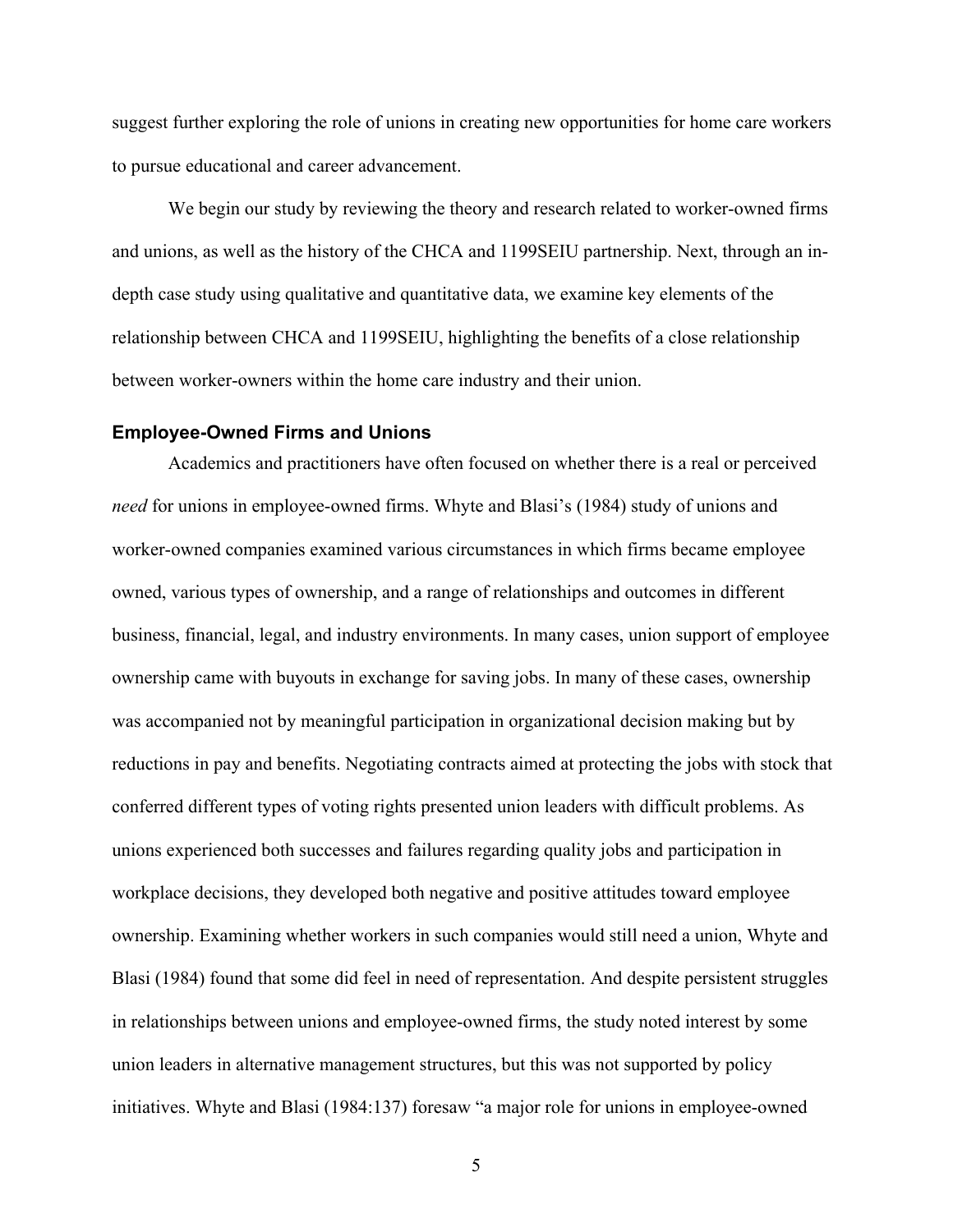suggest further exploring the role of unions in creating new opportunities for home care workers to pursue educational and career advancement.

We begin our study by reviewing the theory and research related to worker-owned firms and unions, as well as the history of the CHCA and 1199SEIU partnership. Next, through an in-depth case study using qualitative and quantitative data, we examine key elements of the relationship between CHCA and 1199SEIU, highlighting the benefits of a close relationship between worker-owners within the home care industry and their union.

### Employee-Owned Firms and Unions

Academics and practitioners have often focused on whether there is a real or perceived *need* for unions in employee-owned firms. Whyte and Blasi's (1984) study of unions and worker-owned companies examined various circumstances in which firms became employee owned, various types of ownership, and a range of relationships and outcomes in different business, financial, legal, and industry environments. In many cases, union support of employee ownership came with buyouts in exchange for saving jobs. In many of these cases, ownership was accompanied not by meaningful participation in organizational decision making but by reductions in pay and benefits. Negotiating contracts aimed at protecting the jobs with stock that conferred different types of voting rights presented union leaders with difficult problems. As unions experienced both successes and failures regarding quality jobs and participation in workplace decisions, they developed both negative and positive attitudes toward employee ownership. Examining whether workers in such companies would still need a union, Whyte and Blasi (1984) found that some did feel in need of representation. And despite persistent struggles in relationships between unions and employee-owned firms, the study noted interest by some union leaders in alternative management structures, but this was not supported by policy initiatives. Whyte and Blasi (1984:137) foresaw "a major role for unions in employee-owned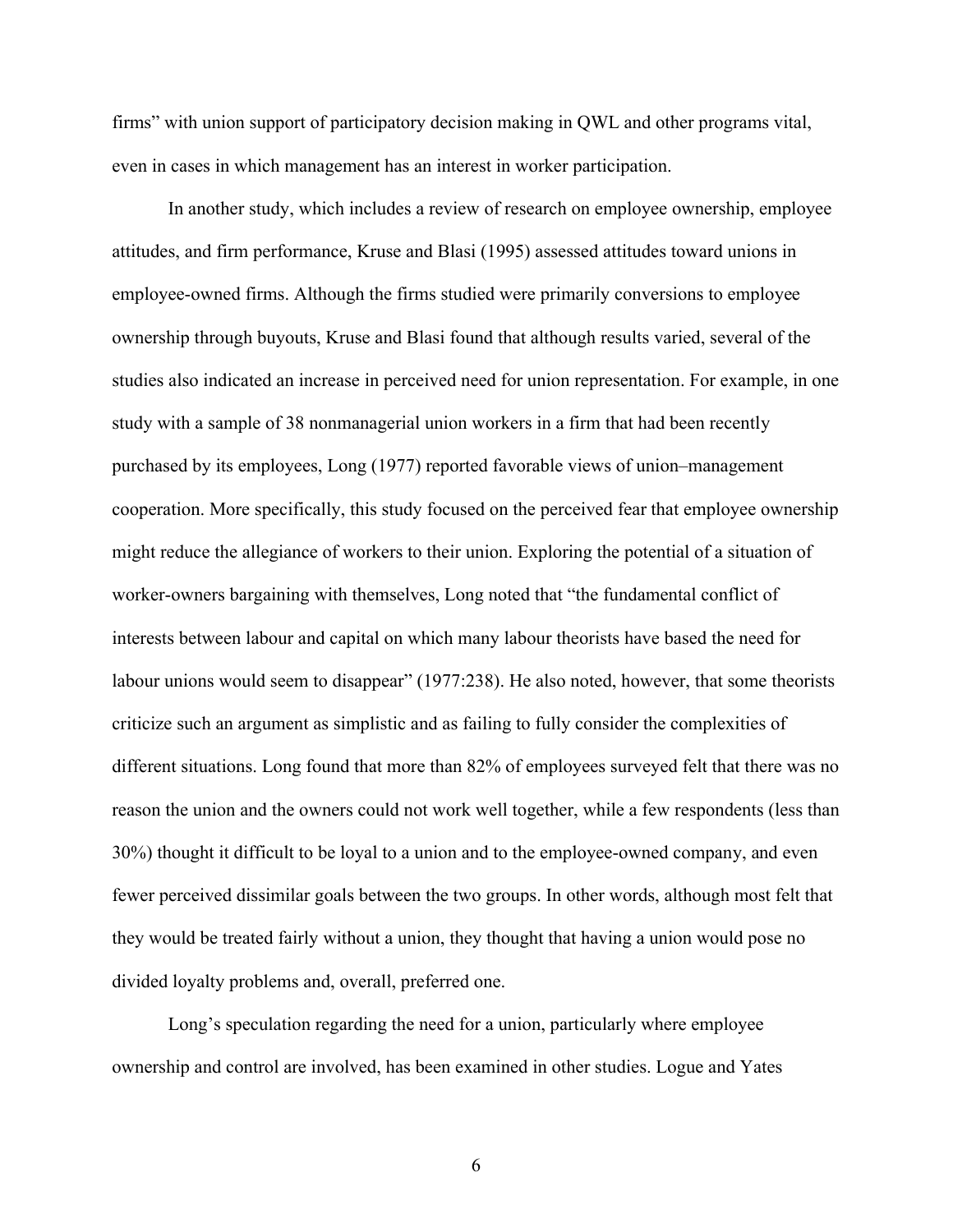firms" with union support of participatory decision making in QWL and other programs vital, even in cases in which management has an interest in worker participation.

In another study, which includes a review of research on employee ownership, employee attitudes, and firm performance, Kruse and Blasi (1995) assessed attitudes toward unions in employee-owned firms. Although the firms studied were primarily conversions to employee ownership through buyouts, Kruse and Blasi found that although results varied, several of the studies also indicated an increase in perceived need for union representation. For example, in one study with a sample of 38 nonmanagerial union workers in a firm that had been recently purchased by its employees, Long (1977) reported favorable views of union–management cooperation. More specifically, this study focused on the perceived fear that employee ownership might reduce the allegiance of workers to their union. Exploring the potential of a situation of worker-owners bargaining with themselves, Long noted that "the fundamental conflict of interests between labour and capital on which many labour theorists have based the need for labour unions would seem to disappear" (1977:238). He also noted, however, that some theorists criticize such an argument as simplistic and as failing to fully consider the complexities of different situations. Long found that more than 82% of employees surveyed felt that there was no reason the union and the owners could not work well together, while a few respondents (less than 30%) thought it difficult to be loyal to a union and to the employee-owned company, and even fewer perceived dissimilar goals between the two groups. In other words, although most felt that they would be treated fairly without a union, they thought that having a union would pose no divided loyalty problems and, overall, preferred one.

Long's speculation regarding the need for a union, particularly where employee ownership and control are involved, has been examined in other studies. Logue and Yates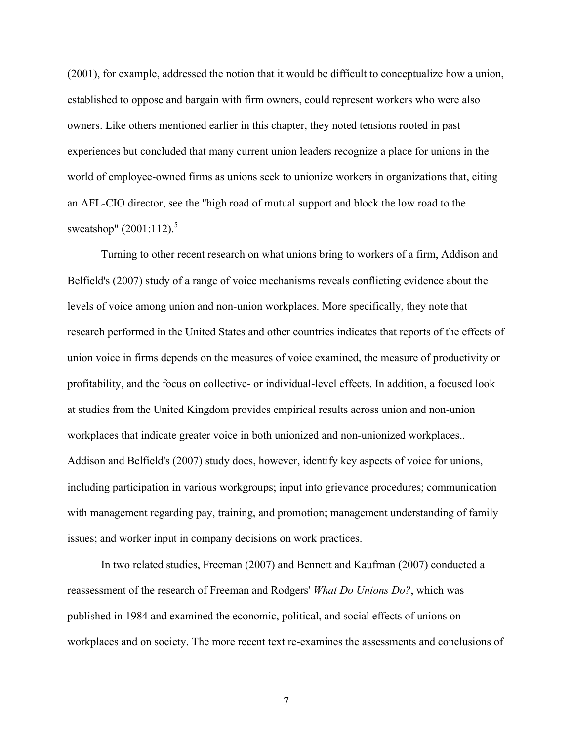(2001), for example, addressed the notion that it would be difficult to conceptualize how a union, established to oppose and bargain with firm owners, could represent workers who were also owners. Like others mentioned earlier in this chapter, they noted tensions rooted in past experiences but concluded that many current union leaders recognize a place for unions in the world of employee-owned firms as unions seek to unionize workers in organizations that, citing an AFL-CIO director, see the "high road of mutual support and block the low road to the sweatshop" (2001:112).[5]

Turning to other recent research on what unions bring to workers of a firm, Addison and Belfield's (2007) study of a range of voice mechanisms reveals conflicting evidence about the levels of voice among union and non-union workplaces. More specifically, they note that research performed in the United States and other countries indicates that reports of the effects of union voice in firms depends on the measures of voice examined, the measure of productivity or profitability, and the focus on collective- or individual-level effects. In addition, a focused look at studies from the United Kingdom provides empirical results across union and non-union workplaces that indicate greater voice in both unionized and non-unionized workplaces.. Addison and Belfield's (2007) study does, however, identify key aspects of voice for unions, including participation in various workgroups; input into grievance procedures; communication with management regarding pay, training, and promotion; management understanding of family issues; and worker input in company decisions on work practices.

In two related studies, Freeman (2007) and Bennett and Kaufman (2007) conducted a reassessment of the research of Freeman and Rodgers' *What Do Unions Do?*, which was published in 1984 and examined the economic, political, and social effects of unions on workplaces and on society. The more recent text re-examines the assessments and conclusions of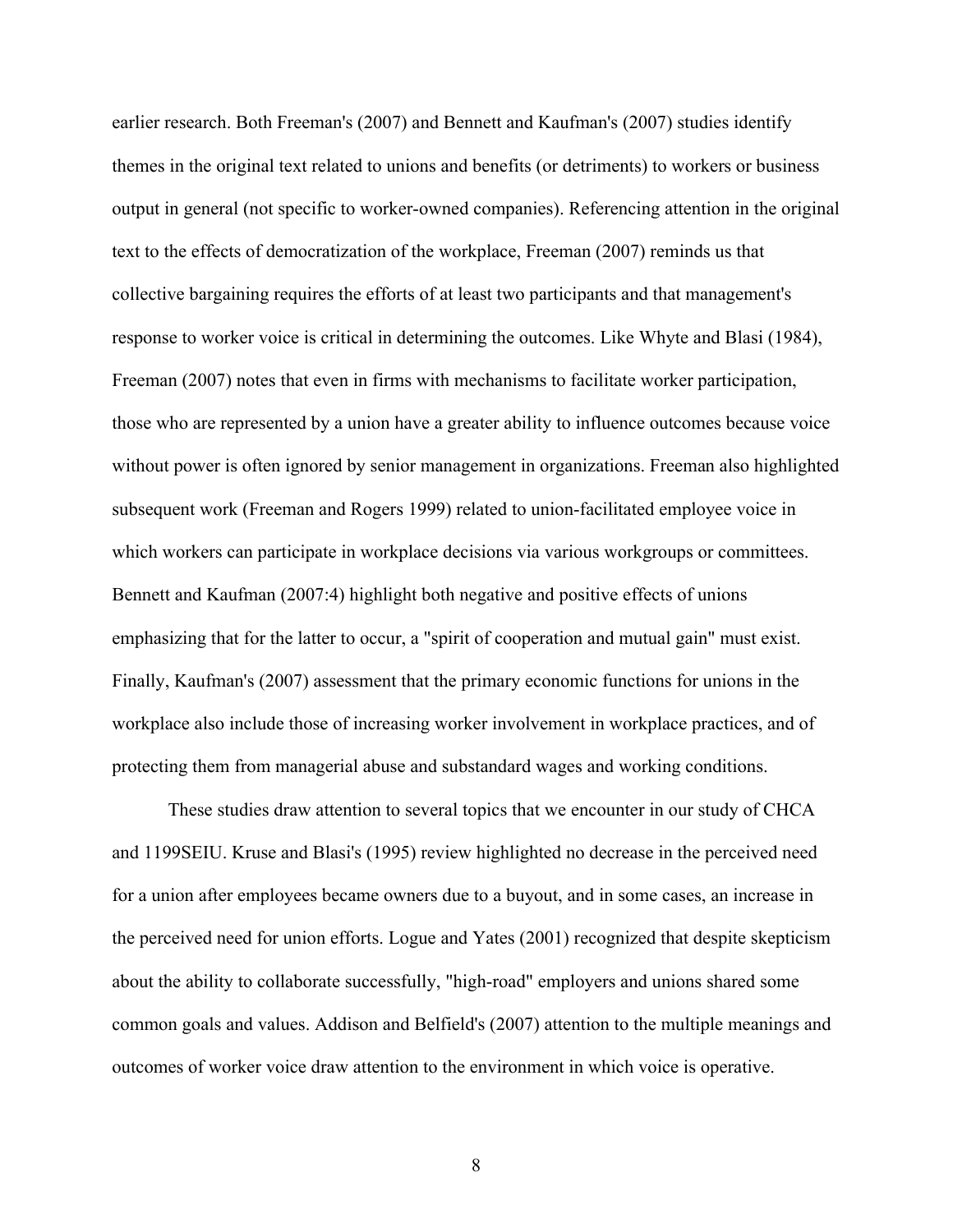earlier research. Both Freeman's (2007) and Bennett and Kaufman's (2007) studies identify themes in the original text related to unions and benefits (or detriments) to workers or business output in general (not specific to worker-owned companies). Referencing attention in the original text to the effects of democratization of the workplace, Freeman (2007) reminds us that collective bargaining requires the efforts of at least two participants and that management's response to worker voice is critical in determining the outcomes. Like Whyte and Blasi (1984), Freeman (2007) notes that even in firms with mechanisms to facilitate worker participation, those who are represented by a union have a greater ability to influence outcomes because voice without power is often ignored by senior management in organizations. Freeman also highlighted subsequent work (Freeman and Rogers 1999) related to union-facilitated employee voice in which workers can participate in workplace decisions via various workgroups or committees. Bennett and Kaufman (2007:4) highlight both negative and positive effects of unions emphasizing that for the latter to occur, a "spirit of cooperation and mutual gain" must exist. Finally, Kaufman's (2007) assessment that the primary economic functions for unions in the workplace also include those of increasing worker involvement in workplace practices, and of protecting them from managerial abuse and substandard wages and working conditions.

These studies draw attention to several topics that we encounter in our study of CHCA and 1199SEIU. Kruse and Blasi's (1995) review highlighted no decrease in the perceived need for a union after employees became owners due to a buyout, and in some cases, an increase in the perceived need for union efforts. Logue and Yates (2001) recognized that despite skepticism about the ability to collaborate successfully, "high-road" employers and unions shared some common goals and values. Addison and Belfield's (2007) attention to the multiple meanings and outcomes of worker voice draw attention to the environment in which voice is operative.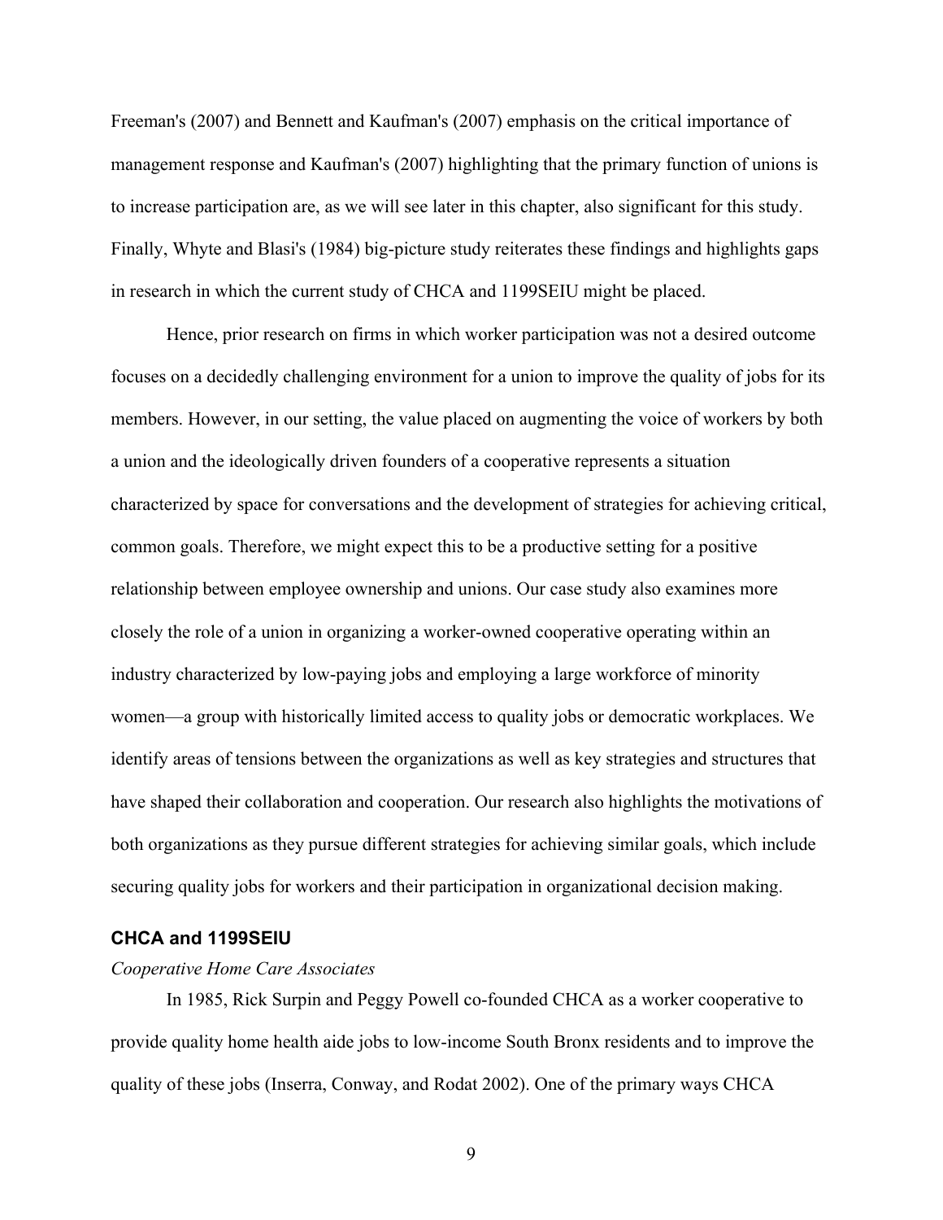Freeman's (2007) and Bennett and Kaufman's (2007) emphasis on the critical importance of management response and Kaufman's (2007) highlighting that the primary function of unions is to increase participation are, as we will see later in this chapter, also significant for this study. Finally, Whyte and Blasi's (1984) big-picture study reiterates these findings and highlights gaps in research in which the current study of CHCA and 1199SEIU might be placed.

Hence, prior research on firms in which worker participation was not a desired outcome focuses on a decidedly challenging environment for a union to improve the quality of jobs for its members. However, in our setting, the value placed on augmenting the voice of workers by both a union and the ideologically driven founders of a cooperative represents a situation characterized by space for conversations and the development of strategies for achieving critical, common goals. Therefore, we might expect this to be a productive setting for a positive relationship between employee ownership and unions. Our case study also examines more closely the role of a union in organizing a worker-owned cooperative operating within an industry characterized by low-paying jobs and employing a large workforce of minority women—a group with historically limited access to quality jobs or democratic workplaces. We identify areas of tensions between the organizations as well as key strategies and structures that have shaped their collaboration and cooperation. Our research also highlights the motivations of both organizations as they pursue different strategies for achieving similar goals, which include securing quality jobs for workers and their participation in organizational decision making.

## CHCA and 1199SEIU

### *Cooperative Home Care Associates*

In 1985, Rick Surpin and Peggy Powell co-founded CHCA as a worker cooperative to provide quality home health aide jobs to low-income South Bronx residents and to improve the quality of these jobs (Inserra, Conway, and Rodat 2002). One of the primary ways CHCA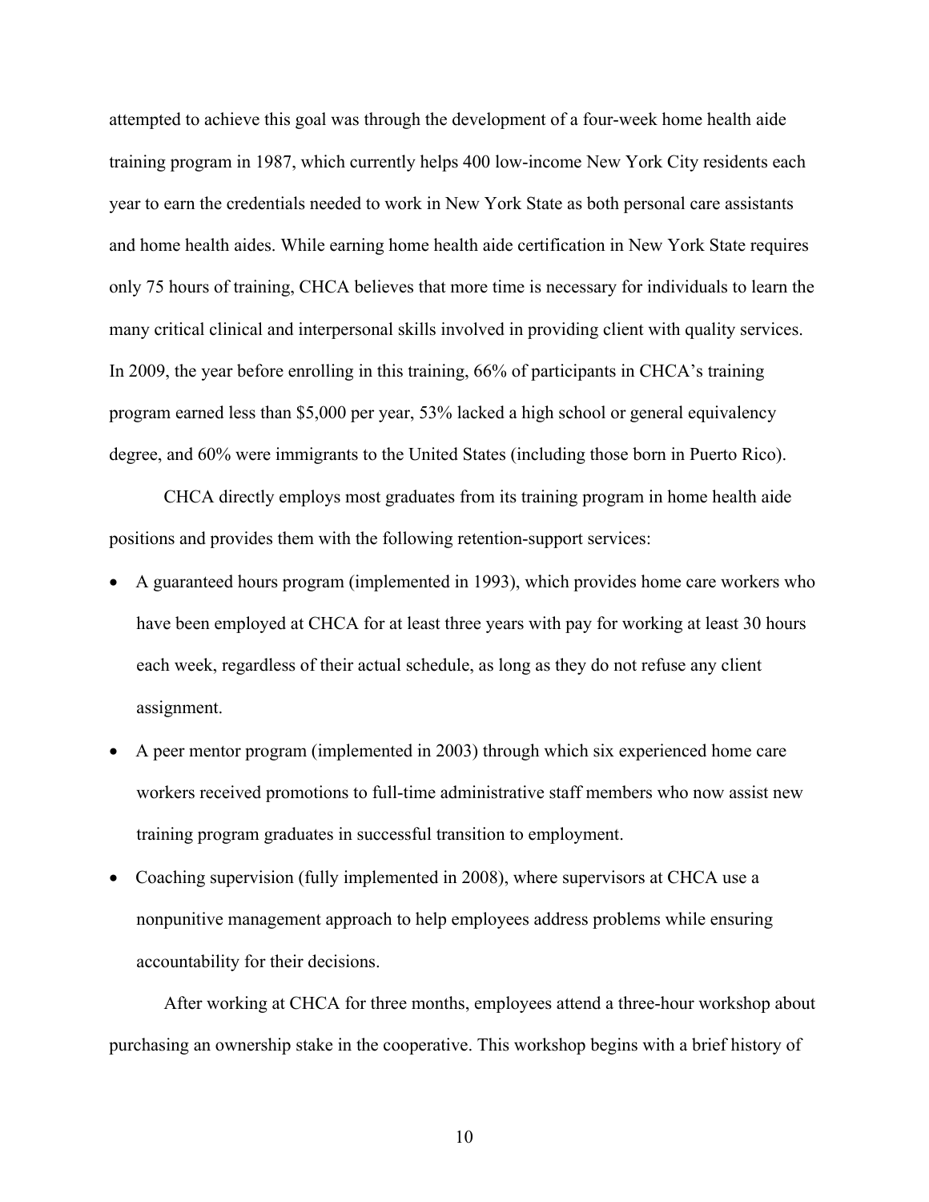attempted to achieve this goal was through the development of a four-week home health aide training program in 1987, which currently helps 400 low-income New York City residents each year to earn the credentials needed to work in New York State as both personal care assistants and home health aides. While earning home health aide certification in New York State requires only 75 hours of training, CHCA believes that more time is necessary for individuals to learn the many critical clinical and interpersonal skills involved in providing client with quality services. In 2009, the year before enrolling in this training, 66% of participants in CHCA's training program earned less than $5,000 per year, 53% lacked a high school or general equivalency degree, and 60% were immigrants to the United States (including those born in Puerto Rico).

CHCA directly employs most graduates from its training program in home health aide positions and provides them with the following retention-support services:

- A guaranteed hours program (implemented in 1993), which provides home care workers who have been employed at CHCA for at least three years with pay for working at least 30 hours each week, regardless of their actual schedule, as long as they do not refuse any client assignment.
- A peer mentor program (implemented in 2003) through which six experienced home care workers received promotions to full-time administrative staff members who now assist new training program graduates in successful transition to employment.
- Coaching supervision (fully implemented in 2008), where supervisors at CHCA use a nonpunitive management approach to help employees address problems while ensuring accountability for their decisions.

After working at CHCA for three months, employees attend a three-hour workshop about purchasing an ownership stake in the cooperative. This workshop begins with a brief history of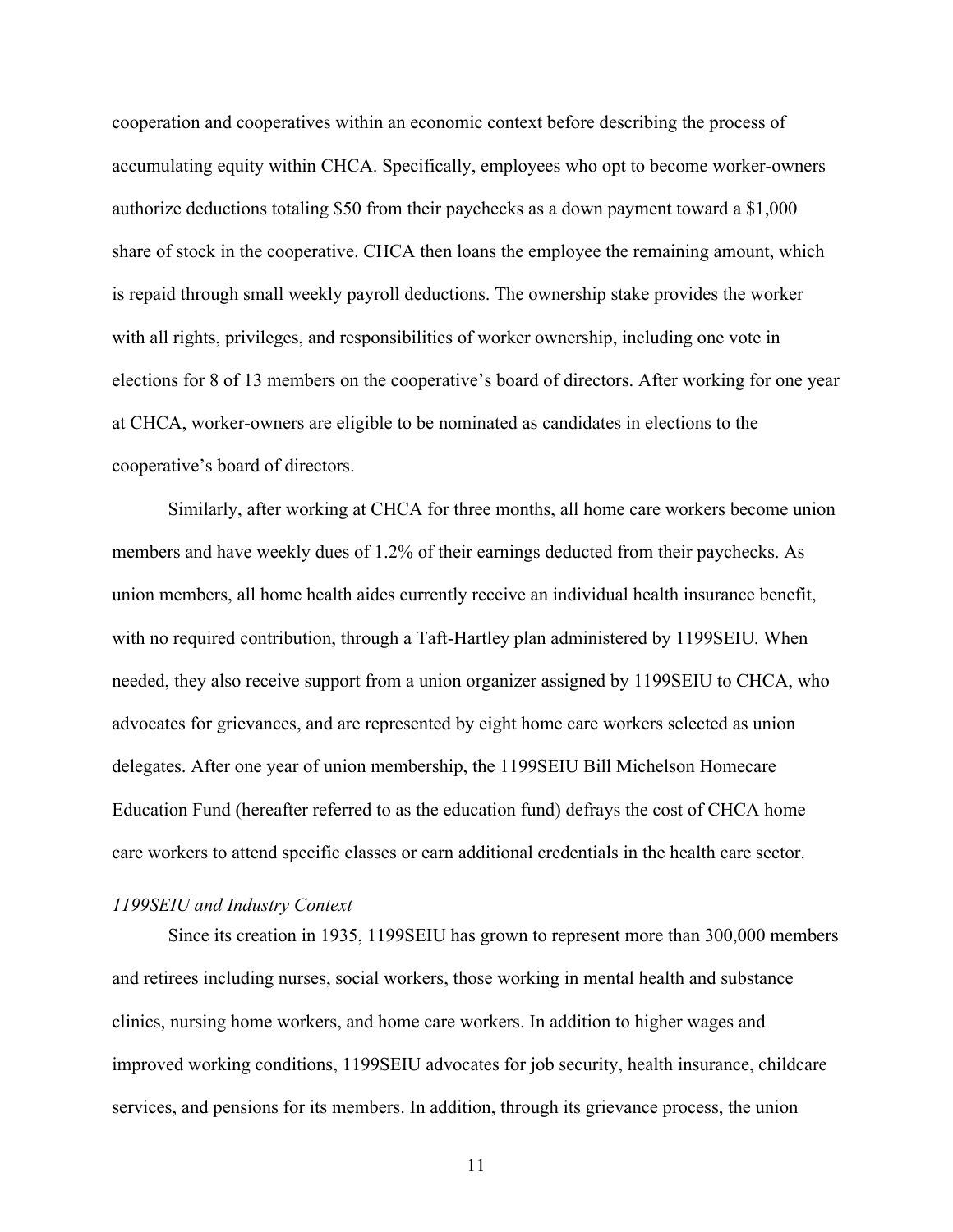cooperation and cooperatives within an economic context before describing the process of accumulating equity within CHCA. Specifically, employees who opt to become worker-owners authorize deductions totaling $50 from their paychecks as a down payment toward a $1,000 share of stock in the cooperative. CHCA then loans the employee the remaining amount, which is repaid through small weekly payroll deductions. The ownership stake provides the worker with all rights, privileges, and responsibilities of worker ownership, including one vote in elections for 8 of 13 members on the cooperative's board of directors. After working for one year at CHCA, worker-owners are eligible to be nominated as candidates in elections to the cooperative's board of directors.

Similarly, after working at CHCA for three months, all home care workers become union members and have weekly dues of 1.2% of their earnings deducted from their paychecks. As union members, all home health aides currently receive an individual health insurance benefit, with no required contribution, through a Taft-Hartley plan administered by 1199SEIU. When needed, they also receive support from a union organizer assigned by 1199SEIU to CHCA, who advocates for grievances, and are represented by eight home care workers selected as union delegates. After one year of union membership, the 1199SEIU Bill Michelson Homecare Education Fund (hereafter referred to as the education fund) defrays the cost of CHCA home care workers to attend specific classes or earn additional credentials in the health care sector.

*1199SEIU and Industry Context*

Since its creation in 1935, 1199SEIU has grown to represent more than 300,000 members and retirees including nurses, social workers, those working in mental health and substance clinics, nursing home workers, and home care workers. In addition to higher wages and improved working conditions, 1199SEIU advocates for job security, health insurance, childcare services, and pensions for its members. In addition, through its grievance process, the union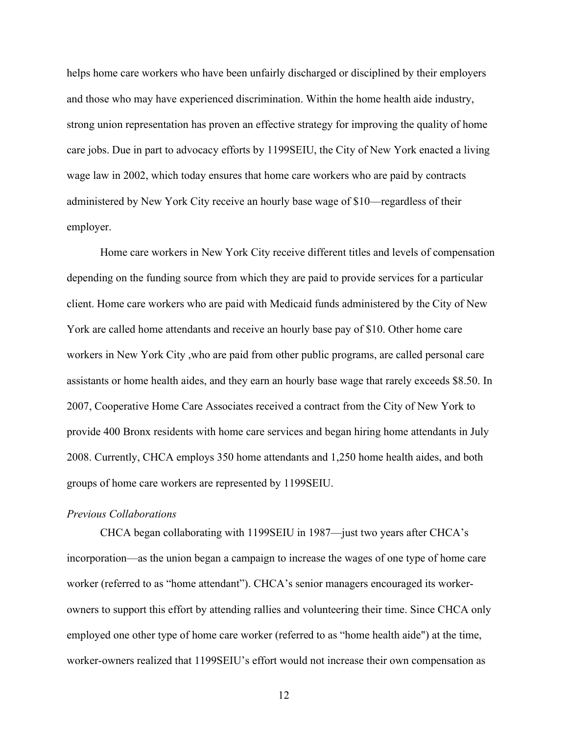helps home care workers who have been unfairly discharged or disciplined by their employers and those who may have experienced discrimination. Within the home health aide industry, strong union representation has proven an effective strategy for improving the quality of home care jobs. Due in part to advocacy efforts by 1199SEIU, the City of New York enacted a living wage law in 2002, which today ensures that home care workers who are paid by contracts administered by New York City receive an hourly base wage of $10—regardless of their employer.

Home care workers in New York City receive different titles and levels of compensation depending on the funding source from which they are paid to provide services for a particular client. Home care workers who are paid with Medicaid funds administered by the City of New York are called home attendants and receive an hourly base pay of $10. Other home care workers in New York City ,who are paid from other public programs, are called personal care assistants or home health aides, and they earn an hourly base wage that rarely exceeds $8.50. In 2007, Cooperative Home Care Associates received a contract from the City of New York to provide 400 Bronx residents with home care services and began hiring home attendants in July 2008. Currently, CHCA employs 350 home attendants and 1,250 home health aides, and both groups of home care workers are represented by 1199SEIU.

*Previous Collaborations*

CHCA began collaborating with 1199SEIU in 1987—just two years after CHCA's incorporation—as the union began a campaign to increase the wages of one type of home care worker (referred to as "home attendant"). CHCA's senior managers encouraged its worker-owners to support this effort by attending rallies and volunteering their time. Since CHCA only employed one other type of home care worker (referred to as "home health aide") at the time, worker-owners realized that 1199SEIU's effort would not increase their own compensation as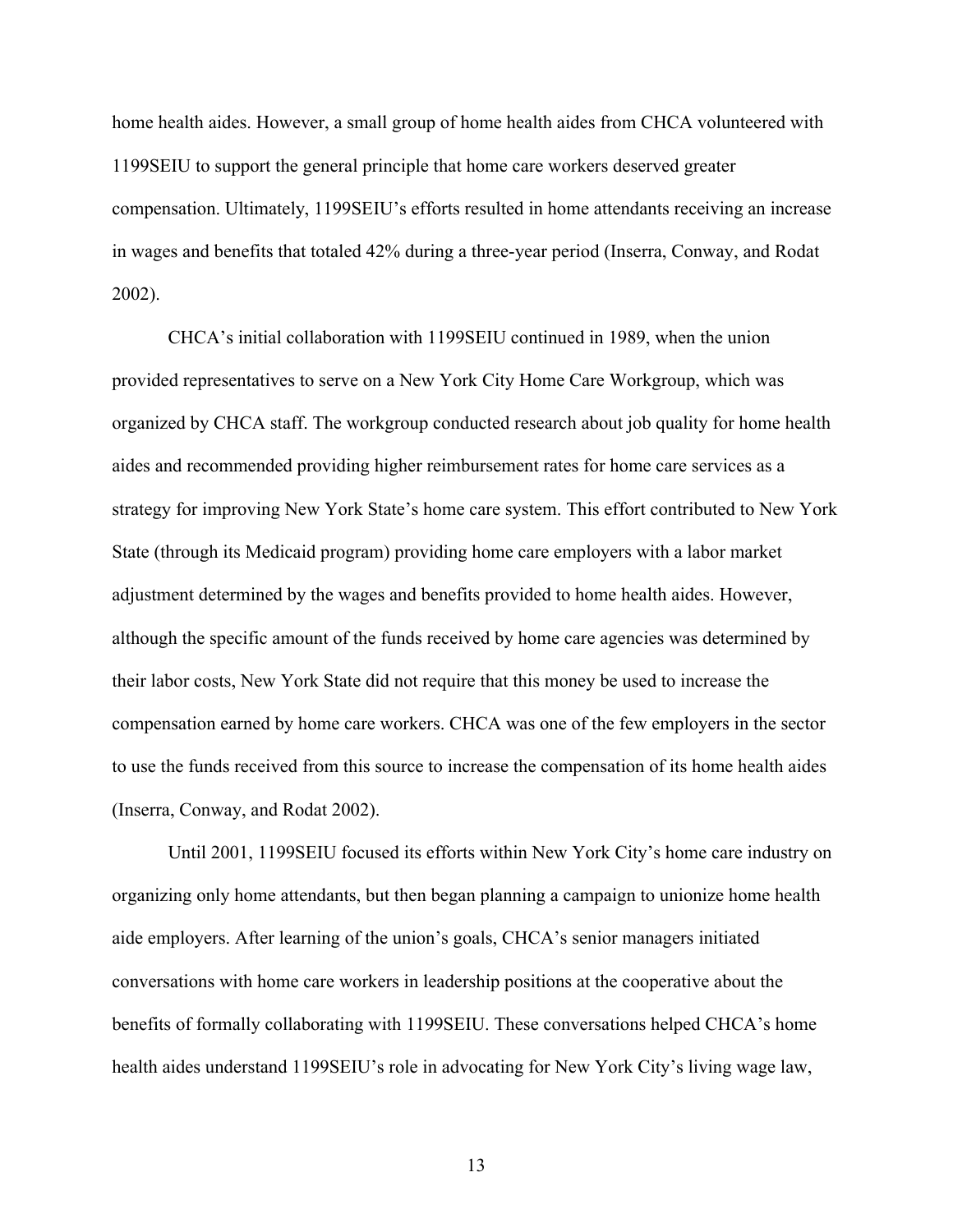home health aides. However, a small group of home health aides from CHCA volunteered with 1199SEIU to support the general principle that home care workers deserved greater compensation. Ultimately, 1199SEIU's efforts resulted in home attendants receiving an increase in wages and benefits that totaled 42% during a three-year period (Inserra, Conway, and Rodat 2002).

CHCA's initial collaboration with 1199SEIU continued in 1989, when the union provided representatives to serve on a New York City Home Care Workgroup, which was organized by CHCA staff. The workgroup conducted research about job quality for home health aides and recommended providing higher reimbursement rates for home care services as a strategy for improving New York State's home care system. This effort contributed to New York State (through its Medicaid program) providing home care employers with a labor market adjustment determined by the wages and benefits provided to home health aides. However, although the specific amount of the funds received by home care agencies was determined by their labor costs, New York State did not require that this money be used to increase the compensation earned by home care workers. CHCA was one of the few employers in the sector to use the funds received from this source to increase the compensation of its home health aides (Inserra, Conway, and Rodat 2002).

Until 2001, 1199SEIU focused its efforts within New York City's home care industry on organizing only home attendants, but then began planning a campaign to unionize home health aide employers. After learning of the union's goals, CHCA's senior managers initiated conversations with home care workers in leadership positions at the cooperative about the benefits of formally collaborating with 1199SEIU. These conversations helped CHCA's home health aides understand 1199SEIU's role in advocating for New York City's living wage law,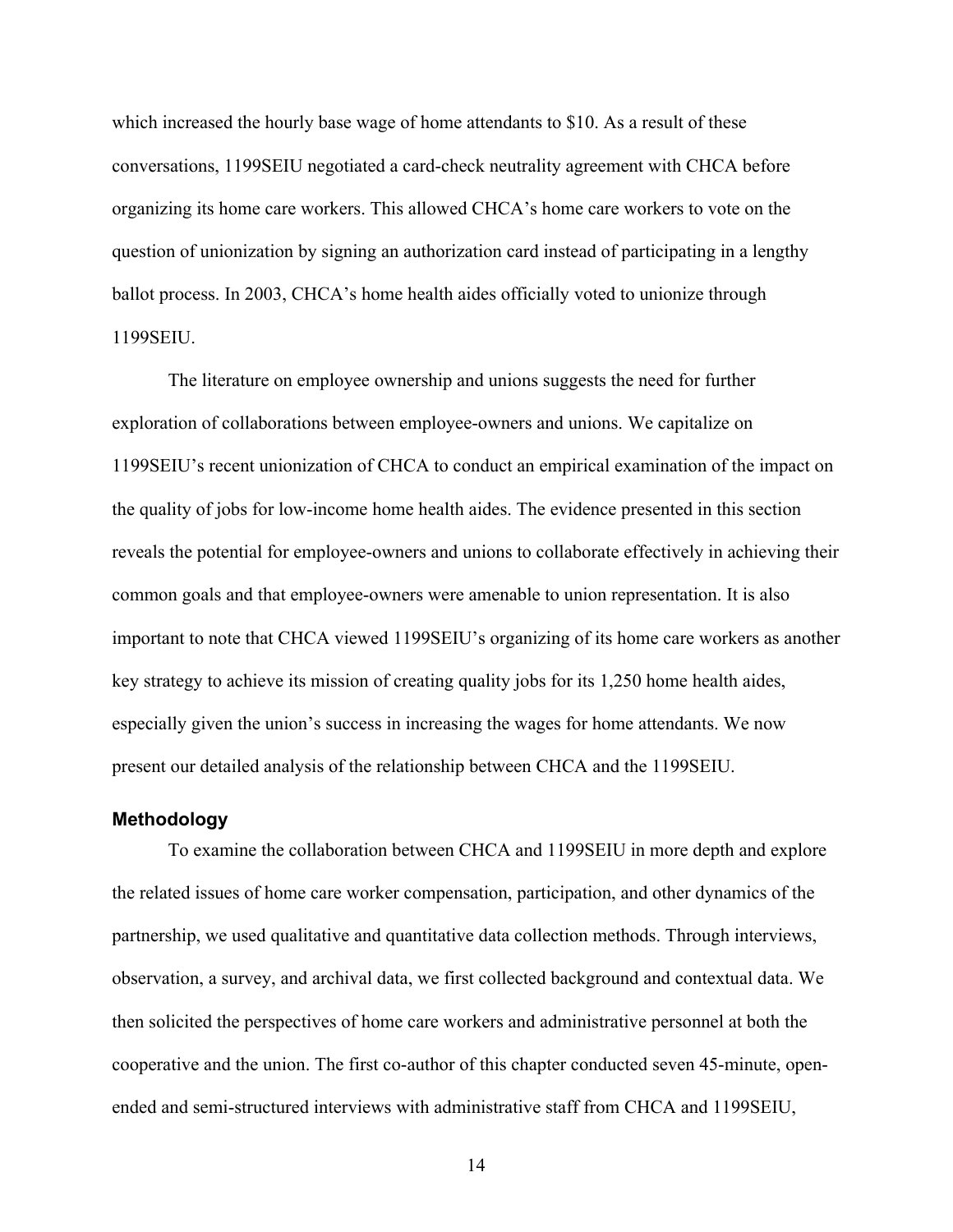which increased the hourly base wage of home attendants to $10. As a result of these conversations, 1199SEIU negotiated a card-check neutrality agreement with CHCA before organizing its home care workers. This allowed CHCA's home care workers to vote on the question of unionization by signing an authorization card instead of participating in a lengthy ballot process. In 2003, CHCA's home health aides officially voted to unionize through 1199SEIU.

The literature on employee ownership and unions suggests the need for further exploration of collaborations between employee-owners and unions. We capitalize on 1199SEIU's recent unionization of CHCA to conduct an empirical examination of the impact on the quality of jobs for low-income home health aides. The evidence presented in this section reveals the potential for employee-owners and unions to collaborate effectively in achieving their common goals and that employee-owners were amenable to union representation. It is also important to note that CHCA viewed 1199SEIU's organizing of its home care workers as another key strategy to achieve its mission of creating quality jobs for its 1,250 home health aides, especially given the union's success in increasing the wages for home attendants. We now present our detailed analysis of the relationship between CHCA and the 1199SEIU.

### Methodology

To examine the collaboration between CHCA and 1199SEIU in more depth and explore the related issues of home care worker compensation, participation, and other dynamics of the partnership, we used qualitative and quantitative data collection methods. Through interviews, observation, a survey, and archival data, we first collected background and contextual data. We then solicited the perspectives of home care workers and administrative personnel at both the cooperative and the union. The first co-author of this chapter conducted seven 45-minute, open-ended and semi-structured interviews with administrative staff from CHCA and 1199SEIU,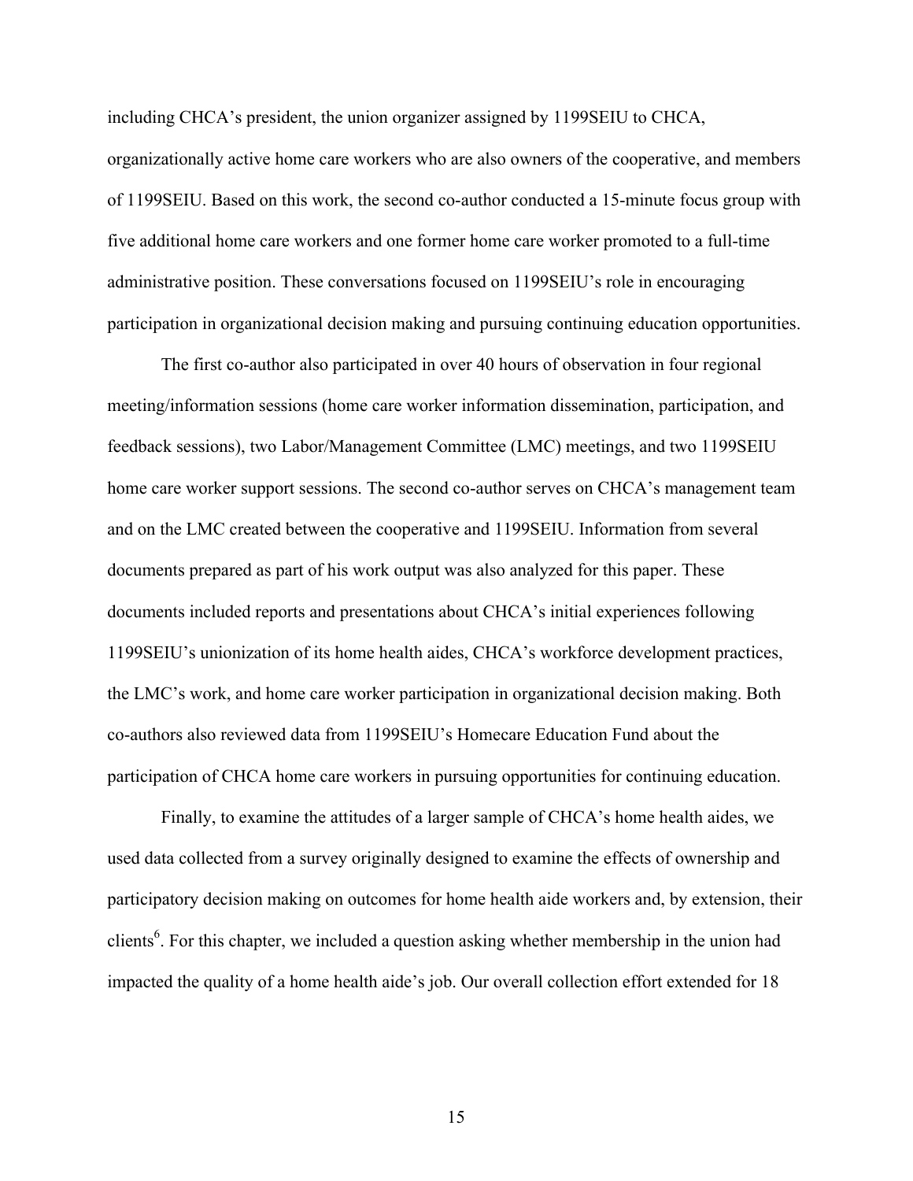including CHCA's president, the union organizer assigned by 1199SEIU to CHCA, organizationally active home care workers who are also owners of the cooperative, and members of 1199SEIU. Based on this work, the second co-author conducted a 15-minute focus group with five additional home care workers and one former home care worker promoted to a full-time administrative position. These conversations focused on 1199SEIU's role in encouraging participation in organizational decision making and pursuing continuing education opportunities.

The first co-author also participated in over 40 hours of observation in four regional meeting/information sessions (home care worker information dissemination, participation, and feedback sessions), two Labor/Management Committee (LMC) meetings, and two 1199SEIU home care worker support sessions. The second co-author serves on CHCA's management team and on the LMC created between the cooperative and 1199SEIU. Information from several documents prepared as part of his work output was also analyzed for this paper. These documents included reports and presentations about CHCA's initial experiences following 1199SEIU's unionization of its home health aides, CHCA's workforce development practices, the LMC's work, and home care worker participation in organizational decision making. Both co-authors also reviewed data from 1199SEIU's Homecare Education Fund about the participation of CHCA home care workers in pursuing opportunities for continuing education.

Finally, to examine the attitudes of a larger sample of CHCA's home health aides, we used data collected from a survey originally designed to examine the effects of ownership and participatory decision making on outcomes for home health aide workers and, by extension, their clients[6]. For this chapter, we included a question asking whether membership in the union had impacted the quality of a home health aide's job. Our overall collection effort extended for 18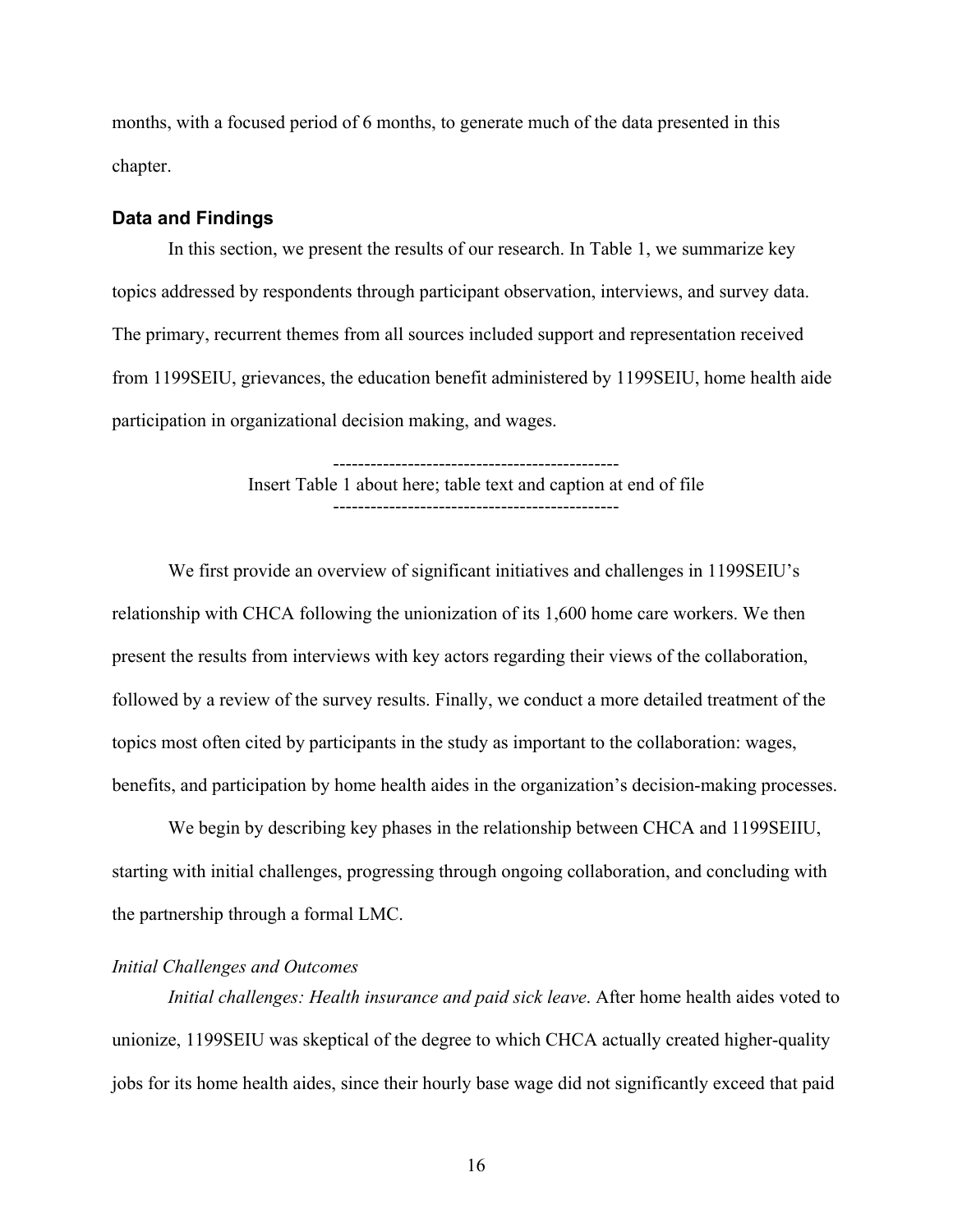months, with a focused period of 6 months, to generate much of the data presented in this chapter.

## Data and Findings

In this section, we present the results of our research. In Table 1, we summarize key topics addressed by respondents through participant observation, interviews, and survey data. The primary, recurrent themes from all sources included support and representation received from 1199SEIU, grievances, the education benefit administered by 1199SEIU, home health aide participation in organizational decision making, and wages.

----------------------------------------------
Insert Table 1 about here; table text and caption at end of file
----------------------------------------------

We first provide an overview of significant initiatives and challenges in 1199SEIU's relationship with CHCA following the unionization of its 1,600 home care workers. We then present the results from interviews with key actors regarding their views of the collaboration, followed by a review of the survey results. Finally, we conduct a more detailed treatment of the topics most often cited by participants in the study as important to the collaboration: wages, benefits, and participation by home health aides in the organization's decision-making processes.

We begin by describing key phases in the relationship between CHCA and 1199SEIIU, starting with initial challenges, progressing through ongoing collaboration, and concluding with the partnership through a formal LMC.

### *Initial Challenges and Outcomes*

*Initial challenges: Health insurance and paid sick leave*. After home health aides voted to unionize, 1199SEIU was skeptical of the degree to which CHCA actually created higher-quality jobs for its home health aides, since their hourly base wage did not significantly exceed that paid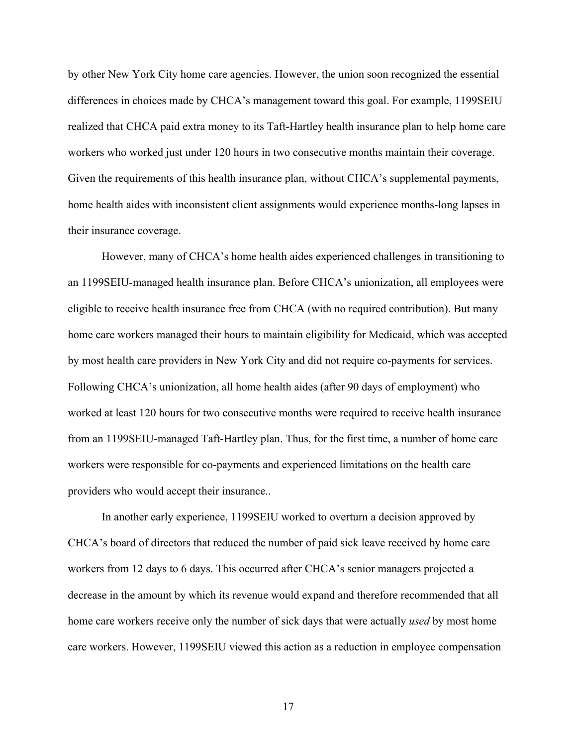by other New York City home care agencies. However, the union soon recognized the essential differences in choices made by CHCA's management toward this goal. For example, 1199SEIU realized that CHCA paid extra money to its Taft-Hartley health insurance plan to help home care workers who worked just under 120 hours in two consecutive months maintain their coverage. Given the requirements of this health insurance plan, without CHCA's supplemental payments, home health aides with inconsistent client assignments would experience months-long lapses in their insurance coverage.

However, many of CHCA's home health aides experienced challenges in transitioning to an 1199SEIU-managed health insurance plan. Before CHCA's unionization, all employees were eligible to receive health insurance free from CHCA (with no required contribution). But many home care workers managed their hours to maintain eligibility for Medicaid, which was accepted by most health care providers in New York City and did not require co-payments for services. Following CHCA's unionization, all home health aides (after 90 days of employment) who worked at least 120 hours for two consecutive months were required to receive health insurance from an 1199SEIU-managed Taft-Hartley plan. Thus, for the first time, a number of home care workers were responsible for co-payments and experienced limitations on the health care providers who would accept their insurance..

In another early experience, 1199SEIU worked to overturn a decision approved by CHCA's board of directors that reduced the number of paid sick leave received by home care workers from 12 days to 6 days. This occurred after CHCA's senior managers projected a decrease in the amount by which its revenue would expand and therefore recommended that all home care workers receive only the number of sick days that were actually *used* by most home care workers. However, 1199SEIU viewed this action as a reduction in employee compensation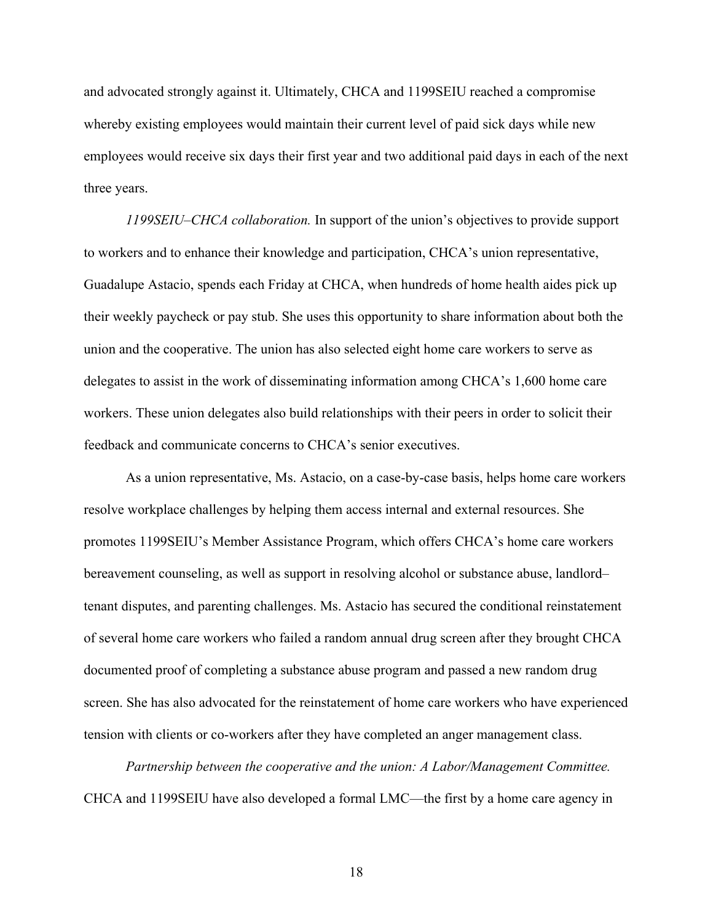and advocated strongly against it. Ultimately, CHCA and 1199SEIU reached a compromise whereby existing employees would maintain their current level of paid sick days while new employees would receive six days their first year and two additional paid days in each of the next three years.

*1199SEIU–CHCA collaboration.* In support of the union's objectives to provide support to workers and to enhance their knowledge and participation, CHCA's union representative, Guadalupe Astacio, spends each Friday at CHCA, when hundreds of home health aides pick up their weekly paycheck or pay stub. She uses this opportunity to share information about both the union and the cooperative. The union has also selected eight home care workers to serve as delegates to assist in the work of disseminating information among CHCA's 1,600 home care workers. These union delegates also build relationships with their peers in order to solicit their feedback and communicate concerns to CHCA's senior executives.

As a union representative, Ms. Astacio, on a case-by-case basis, helps home care workers resolve workplace challenges by helping them access internal and external resources. She promotes 1199SEIU's Member Assistance Program, which offers CHCA's home care workers bereavement counseling, as well as support in resolving alcohol or substance abuse, landlord–tenant disputes, and parenting challenges. Ms. Astacio has secured the conditional reinstatement of several home care workers who failed a random annual drug screen after they brought CHCA documented proof of completing a substance abuse program and passed a new random drug screen. She has also advocated for the reinstatement of home care workers who have experienced tension with clients or co-workers after they have completed an anger management class.

*Partnership between the cooperative and the union: A Labor/Management Committee.* CHCA and 1199SEIU have also developed a formal LMC—the first by a home care agency in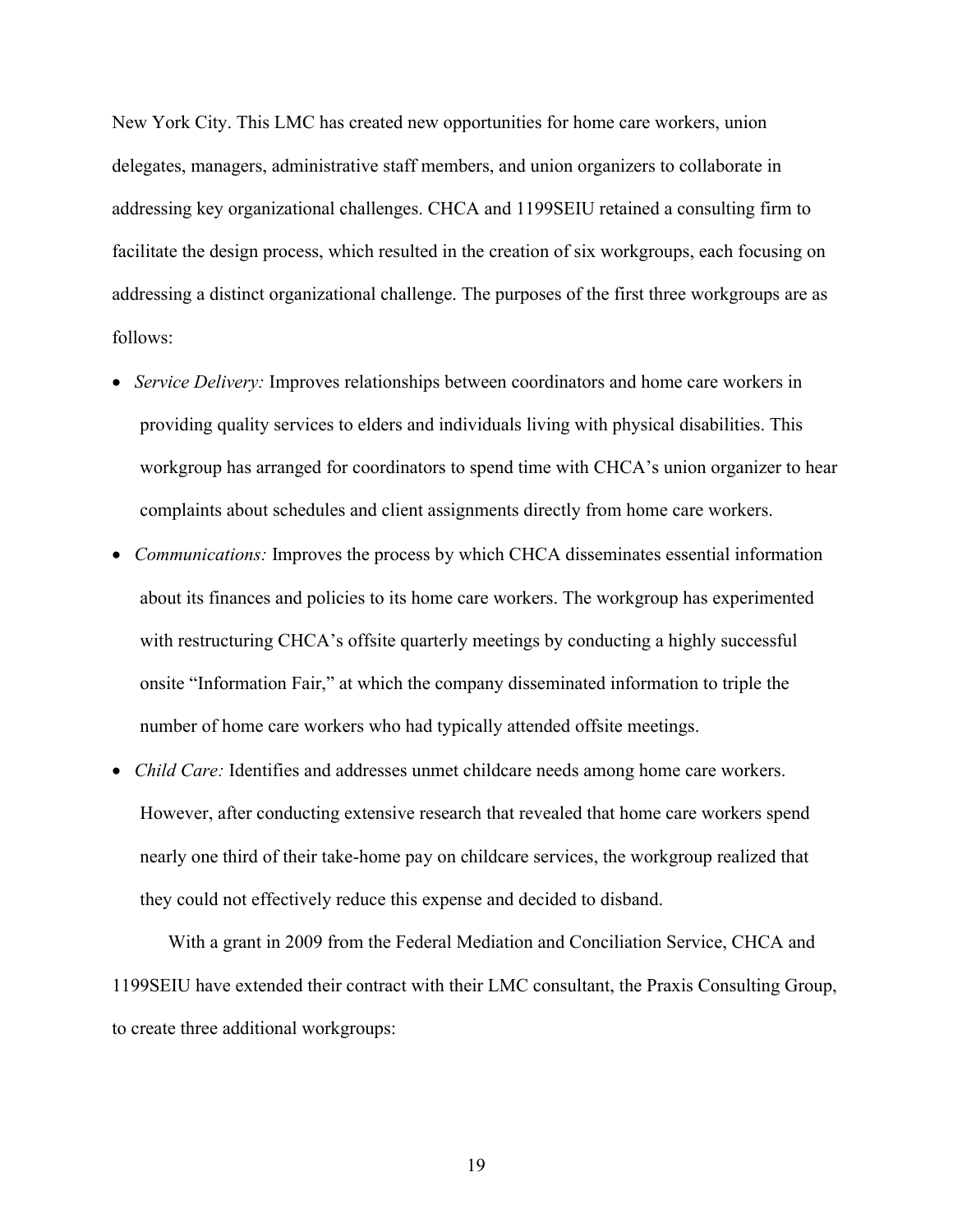New York City. This LMC has created new opportunities for home care workers, union delegates, managers, administrative staff members, and union organizers to collaborate in addressing key organizational challenges. CHCA and 1199SEIU retained a consulting firm to facilitate the design process, which resulted in the creation of six workgroups, each focusing on addressing a distinct organizational challenge. The purposes of the first three workgroups are as follows:

- *Service Delivery:* Improves relationships between coordinators and home care workers in providing quality services to elders and individuals living with physical disabilities. This workgroup has arranged for coordinators to spend time with CHCA's union organizer to hear complaints about schedules and client assignments directly from home care workers.
- *Communications:* Improves the process by which CHCA disseminates essential information about its finances and policies to its home care workers. The workgroup has experimented with restructuring CHCA's offsite quarterly meetings by conducting a highly successful onsite "Information Fair," at which the company disseminated information to triple the number of home care workers who had typically attended offsite meetings.
- *Child Care:* Identifies and addresses unmet childcare needs among home care workers. However, after conducting extensive research that revealed that home care workers spend nearly one third of their take-home pay on childcare services, the workgroup realized that they could not effectively reduce this expense and decided to disband.

With a grant in 2009 from the Federal Mediation and Conciliation Service, CHCA and 1199SEIU have extended their contract with their LMC consultant, the Praxis Consulting Group, to create three additional workgroups: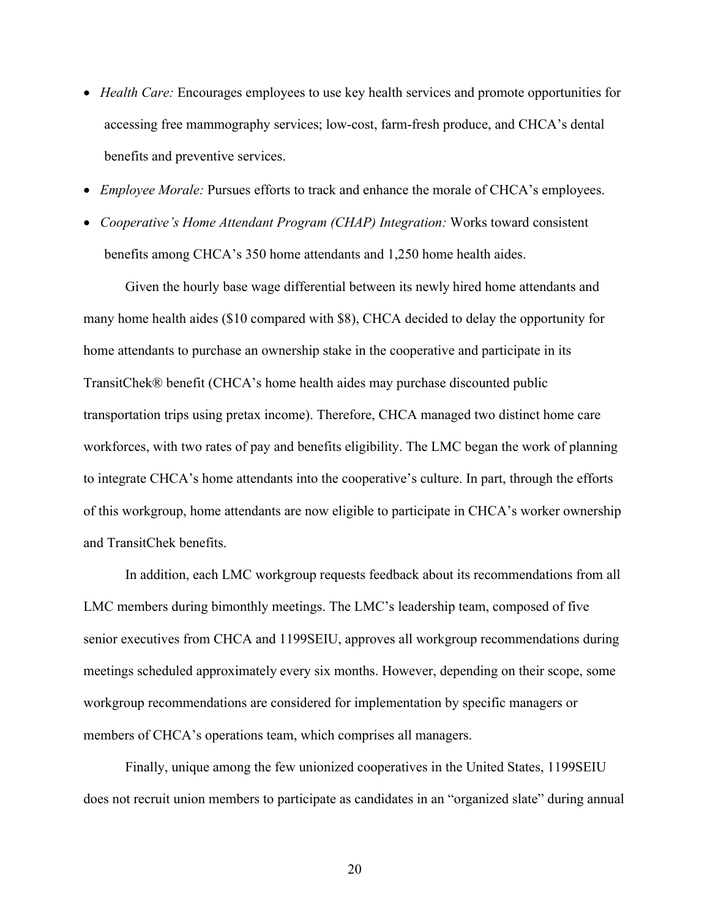- *Health Care:* Encourages employees to use key health services and promote opportunities for accessing free mammography services; low-cost, farm-fresh produce, and CHCA's dental benefits and preventive services.
- *Employee Morale:* Pursues efforts to track and enhance the morale of CHCA's employees.
- *Cooperative's Home Attendant Program (CHAP) Integration:* Works toward consistent benefits among CHCA's 350 home attendants and 1,250 home health aides.

Given the hourly base wage differential between its newly hired home attendants and many home health aides ($10 compared with $8), CHCA decided to delay the opportunity for home attendants to purchase an ownership stake in the cooperative and participate in its TransitChek® benefit (CHCA's home health aides may purchase discounted public transportation trips using pretax income). Therefore, CHCA managed two distinct home care workforces, with two rates of pay and benefits eligibility. The LMC began the work of planning to integrate CHCA's home attendants into the cooperative's culture. In part, through the efforts of this workgroup, home attendants are now eligible to participate in CHCA's worker ownership and TransitChek benefits.

In addition, each LMC workgroup requests feedback about its recommendations from all LMC members during bimonthly meetings. The LMC's leadership team, composed of five senior executives from CHCA and 1199SEIU, approves all workgroup recommendations during meetings scheduled approximately every six months. However, depending on their scope, some workgroup recommendations are considered for implementation by specific managers or members of CHCA's operations team, which comprises all managers.

Finally, unique among the few unionized cooperatives in the United States, 1199SEIU does not recruit union members to participate as candidates in an "organized slate" during annual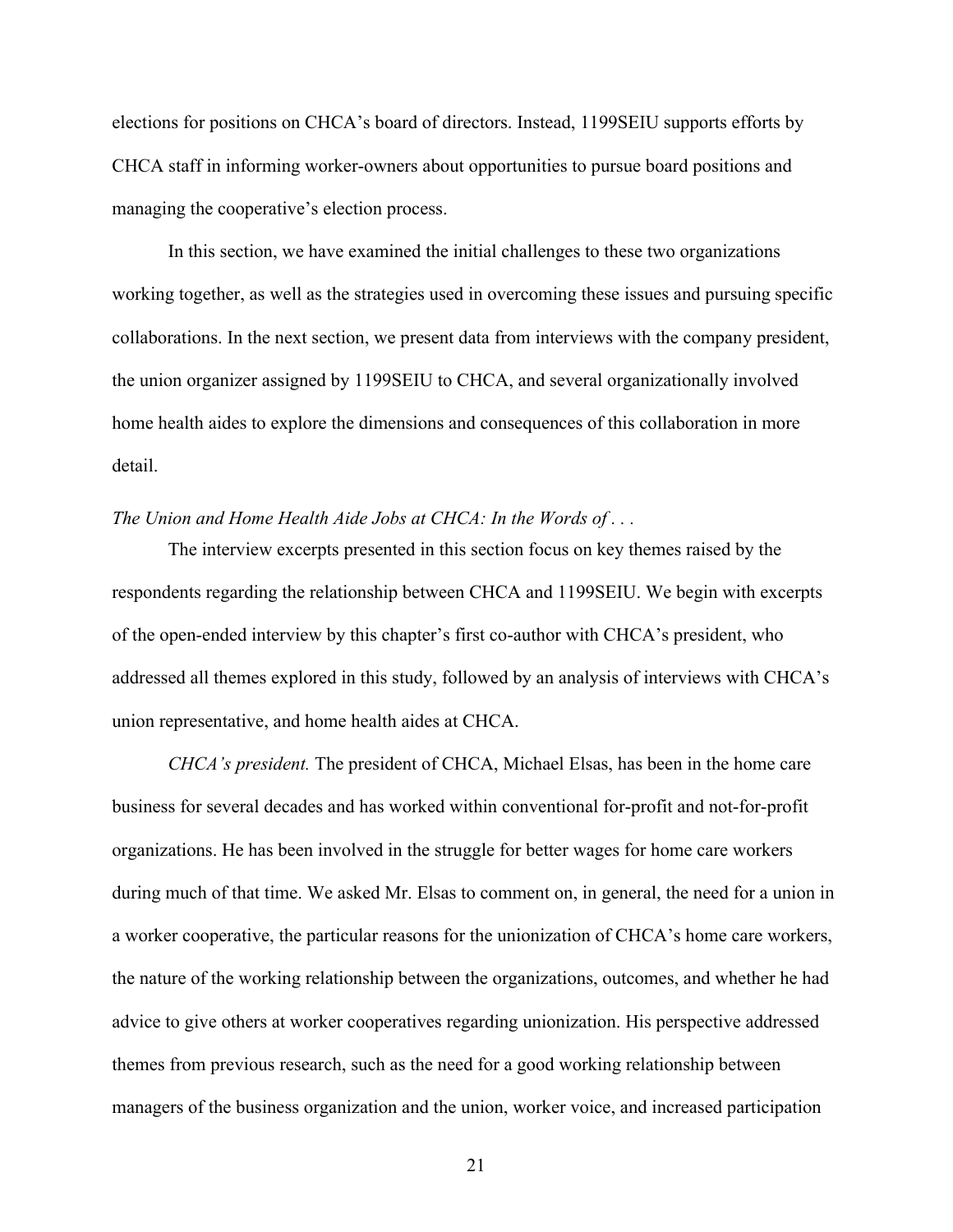elections for positions on CHCA's board of directors. Instead, 1199SEIU supports efforts by CHCA staff in informing worker-owners about opportunities to pursue board positions and managing the cooperative's election process.

In this section, we have examined the initial challenges to these two organizations working together, as well as the strategies used in overcoming these issues and pursuing specific collaborations. In the next section, we present data from interviews with the company president, the union organizer assigned by 1199SEIU to CHCA, and several organizationally involved home health aides to explore the dimensions and consequences of this collaboration in more detail.

### *The Union and Home Health Aide Jobs at CHCA: In the Words of . . .*

The interview excerpts presented in this section focus on key themes raised by the respondents regarding the relationship between CHCA and 1199SEIU. We begin with excerpts of the open-ended interview by this chapter's first co-author with CHCA's president, who addressed all themes explored in this study, followed by an analysis of interviews with CHCA's union representative, and home health aides at CHCA.

*CHCA's president.* The president of CHCA, Michael Elsas, has been in the home care business for several decades and has worked within conventional for-profit and not-for-profit organizations. He has been involved in the struggle for better wages for home care workers during much of that time. We asked Mr. Elsas to comment on, in general, the need for a union in a worker cooperative, the particular reasons for the unionization of CHCA's home care workers, the nature of the working relationship between the organizations, outcomes, and whether he had advice to give others at worker cooperatives regarding unionization. His perspective addressed themes from previous research, such as the need for a good working relationship between managers of the business organization and the union, worker voice, and increased participation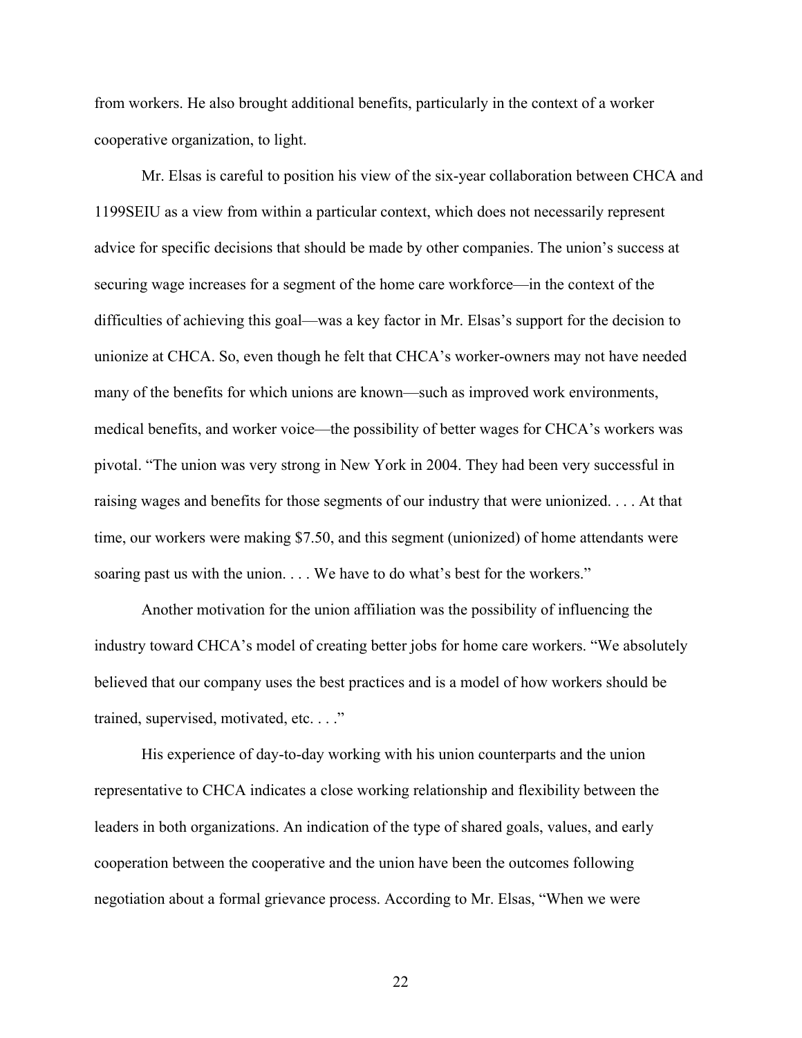from workers. He also brought additional benefits, particularly in the context of a worker cooperative organization, to light.

Mr. Elsas is careful to position his view of the six-year collaboration between CHCA and 1199SEIU as a view from within a particular context, which does not necessarily represent advice for specific decisions that should be made by other companies. The union's success at securing wage increases for a segment of the home care workforce—in the context of the difficulties of achieving this goal—was a key factor in Mr. Elsas's support for the decision to unionize at CHCA. So, even though he felt that CHCA's worker-owners may not have needed many of the benefits for which unions are known—such as improved work environments, medical benefits, and worker voice—the possibility of better wages for CHCA's workers was pivotal. "The union was very strong in New York in 2004. They had been very successful in raising wages and benefits for those segments of our industry that were unionized. . . . At that time, our workers were making $7.50, and this segment (unionized) of home attendants were soaring past us with the union. . . . We have to do what's best for the workers."

Another motivation for the union affiliation was the possibility of influencing the industry toward CHCA's model of creating better jobs for home care workers. "We absolutely believed that our company uses the best practices and is a model of how workers should be trained, supervised, motivated, etc. . . ."

His experience of day-to-day working with his union counterparts and the union representative to CHCA indicates a close working relationship and flexibility between the leaders in both organizations. An indication of the type of shared goals, values, and early cooperation between the cooperative and the union have been the outcomes following negotiation about a formal grievance process. According to Mr. Elsas, "When we were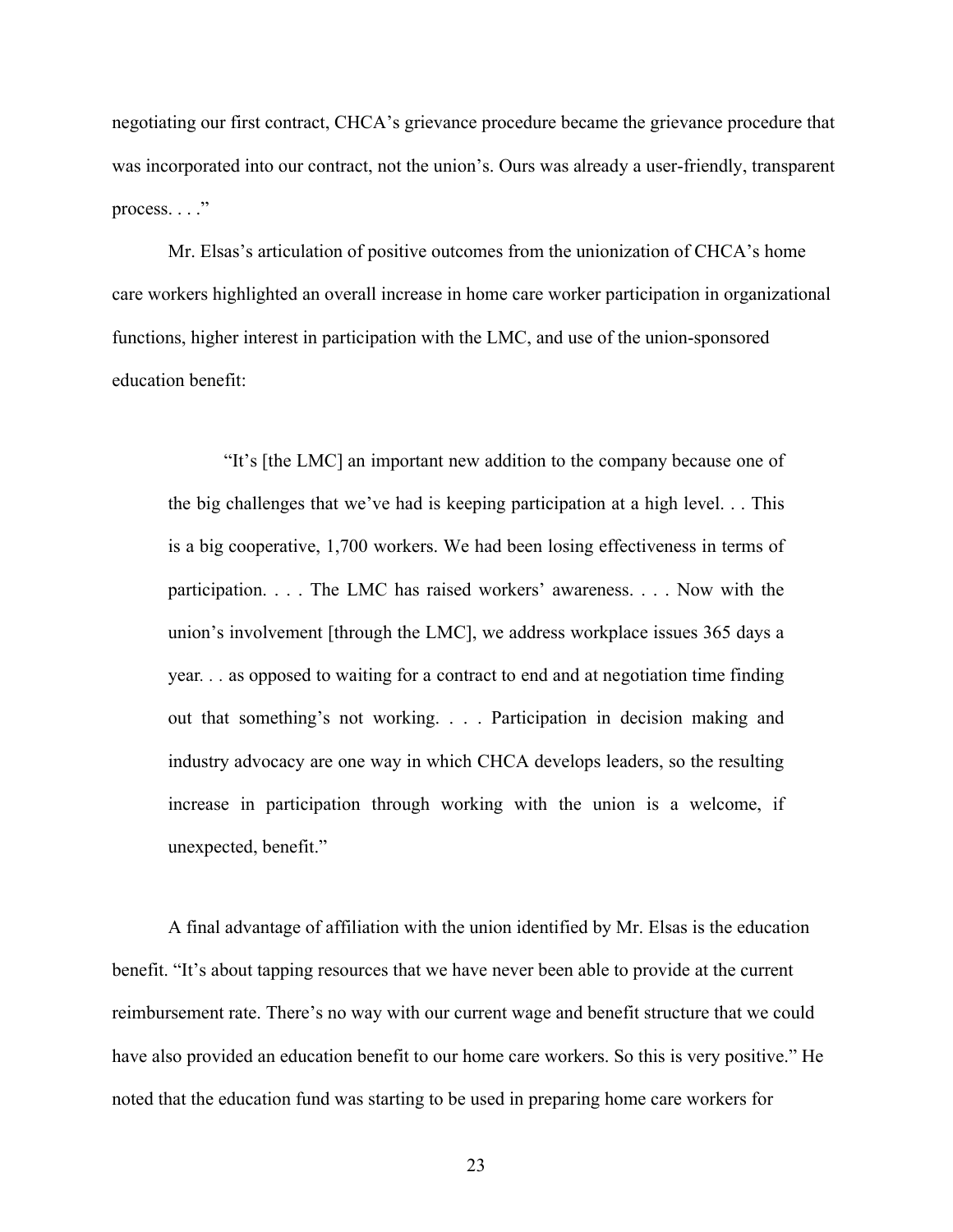negotiating our first contract, CHCA's grievance procedure became the grievance procedure that was incorporated into our contract, not the union's. Ours was already a user-friendly, transparent process. . . ."

Mr. Elsas's articulation of positive outcomes from the unionization of CHCA's home care workers highlighted an overall increase in home care worker participation in organizational functions, higher interest in participation with the LMC, and use of the union-sponsored education benefit:

> "It's [the LMC] an important new addition to the company because one of the big challenges that we've had is keeping participation at a high level. . . This is a big cooperative, 1,700 workers. We had been losing effectiveness in terms of participation. . . . The LMC has raised workers' awareness. . . . Now with the union's involvement [through the LMC], we address workplace issues 365 days a year. . . as opposed to waiting for a contract to end and at negotiation time finding out that something's not working. . . . Participation in decision making and industry advocacy are one way in which CHCA develops leaders, so the resulting increase in participation through working with the union is a welcome, if unexpected, benefit."

A final advantage of affiliation with the union identified by Mr. Elsas is the education benefit. "It's about tapping resources that we have never been able to provide at the current reimbursement rate. There's no way with our current wage and benefit structure that we could have also provided an education benefit to our home care workers. So this is very positive." He noted that the education fund was starting to be used in preparing home care workers for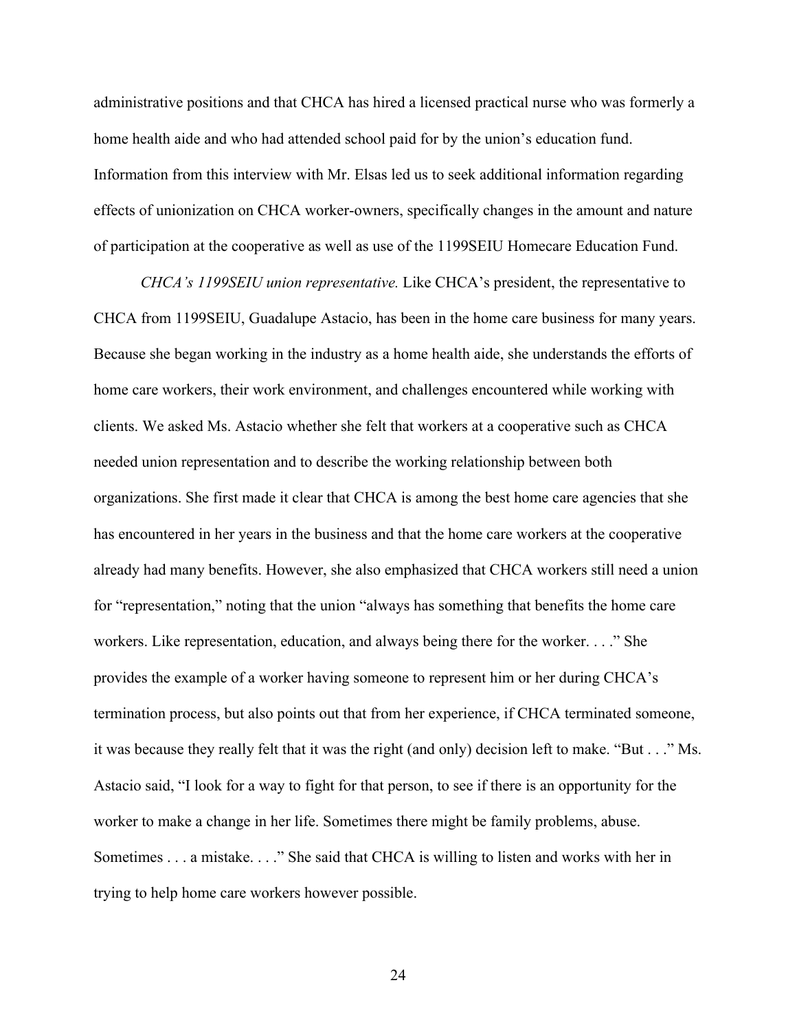administrative positions and that CHCA has hired a licensed practical nurse who was formerly a home health aide and who had attended school paid for by the union's education fund. Information from this interview with Mr. Elsas led us to seek additional information regarding effects of unionization on CHCA worker-owners, specifically changes in the amount and nature of participation at the cooperative as well as use of the 1199SEIU Homecare Education Fund.

*CHCA's 1199SEIU union representative.* Like CHCA's president, the representative to CHCA from 1199SEIU, Guadalupe Astacio, has been in the home care business for many years. Because she began working in the industry as a home health aide, she understands the efforts of home care workers, their work environment, and challenges encountered while working with clients. We asked Ms. Astacio whether she felt that workers at a cooperative such as CHCA needed union representation and to describe the working relationship between both organizations. She first made it clear that CHCA is among the best home care agencies that she has encountered in her years in the business and that the home care workers at the cooperative already had many benefits. However, she also emphasized that CHCA workers still need a union for "representation," noting that the union "always has something that benefits the home care workers. Like representation, education, and always being there for the worker. . . ." She provides the example of a worker having someone to represent him or her during CHCA's termination process, but also points out that from her experience, if CHCA terminated someone, it was because they really felt that it was the right (and only) decision left to make. "But . . ." Ms. Astacio said, "I look for a way to fight for that person, to see if there is an opportunity for the worker to make a change in her life. Sometimes there might be family problems, abuse. Sometimes . . . a mistake. . . ." She said that CHCA is willing to listen and works with her in trying to help home care workers however possible.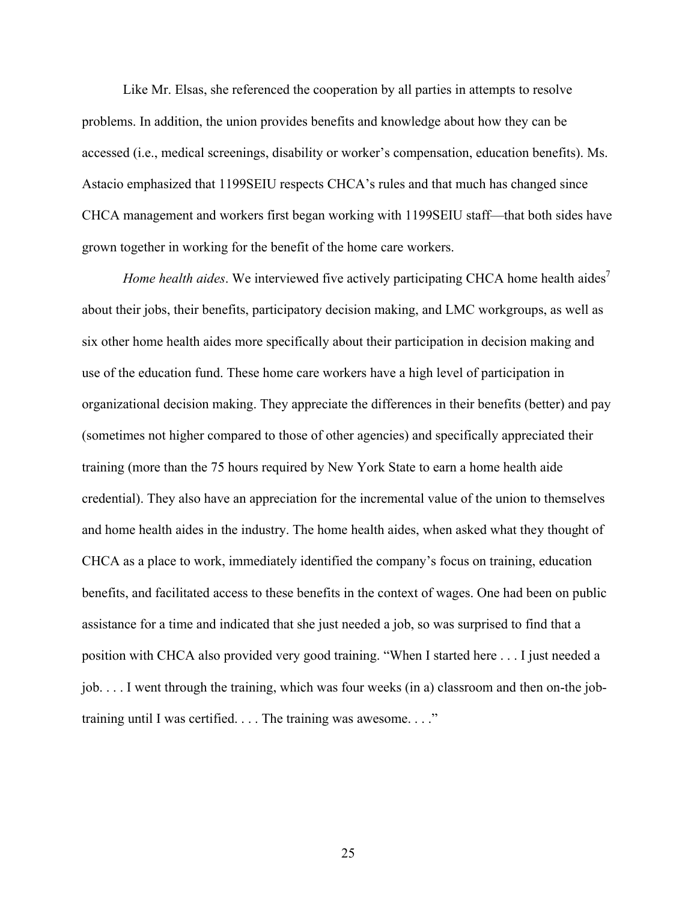Like Mr. Elsas, she referenced the cooperation by all parties in attempts to resolve problems. In addition, the union provides benefits and knowledge about how they can be accessed (i.e., medical screenings, disability or worker's compensation, education benefits). Ms. Astacio emphasized that 1199SEIU respects CHCA's rules and that much has changed since CHCA management and workers first began working with 1199SEIU staff—that both sides have grown together in working for the benefit of the home care workers.

*Home health aides*. We interviewed five actively participating CHCA home health aides[7] about their jobs, their benefits, participatory decision making, and LMC workgroups, as well as six other home health aides more specifically about their participation in decision making and use of the education fund. These home care workers have a high level of participation in organizational decision making. They appreciate the differences in their benefits (better) and pay (sometimes not higher compared to those of other agencies) and specifically appreciated their training (more than the 75 hours required by New York State to earn a home health aide credential). They also have an appreciation for the incremental value of the union to themselves and home health aides in the industry. The home health aides, when asked what they thought of CHCA as a place to work, immediately identified the company's focus on training, education benefits, and facilitated access to these benefits in the context of wages. One had been on public assistance for a time and indicated that she just needed a job, so was surprised to find that a position with CHCA also provided very good training. "When I started here . . . I just needed a job. . . . I went through the training, which was four weeks (in a) classroom and then on-the-job-training until I was certified. . . . The training was awesome. . . ."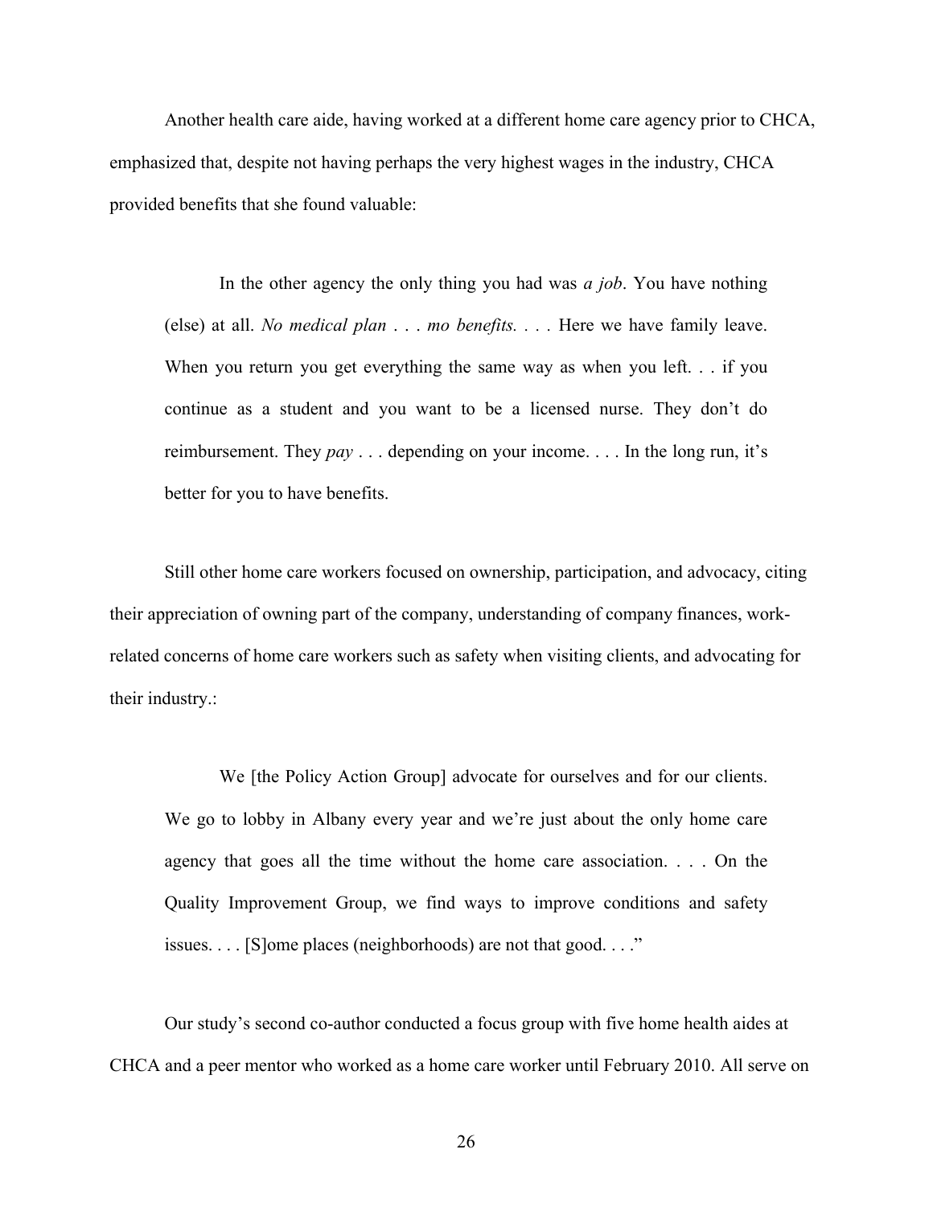Another health care aide, having worked at a different home care agency prior to CHCA, emphasized that, despite not having perhaps the very highest wages in the industry, CHCA provided benefits that she found valuable:

> In the other agency the only thing you had was *a job*. You have nothing (else) at all. *No medical plan* . . . *mo benefits.* . . . Here we have family leave. When you return you get everything the same way as when you left. . . if you continue as a student and you want to be a licensed nurse. They don't do reimbursement. They *pay* . . . depending on your income. . . . In the long run, it's better for you to have benefits.

Still other home care workers focused on ownership, participation, and advocacy, citing their appreciation of owning part of the company, understanding of company finances, work-related concerns of home care workers such as safety when visiting clients, and advocating for their industry.:

> We [the Policy Action Group] advocate for ourselves and for our clients. We go to lobby in Albany every year and we're just about the only home care agency that goes all the time without the home care association. . . . On the Quality Improvement Group, we find ways to improve conditions and safety issues. . . . [S]ome places (neighborhoods) are not that good. . . ."

Our study's second co-author conducted a focus group with five home health aides at CHCA and a peer mentor who worked as a home care worker until February 2010. All serve on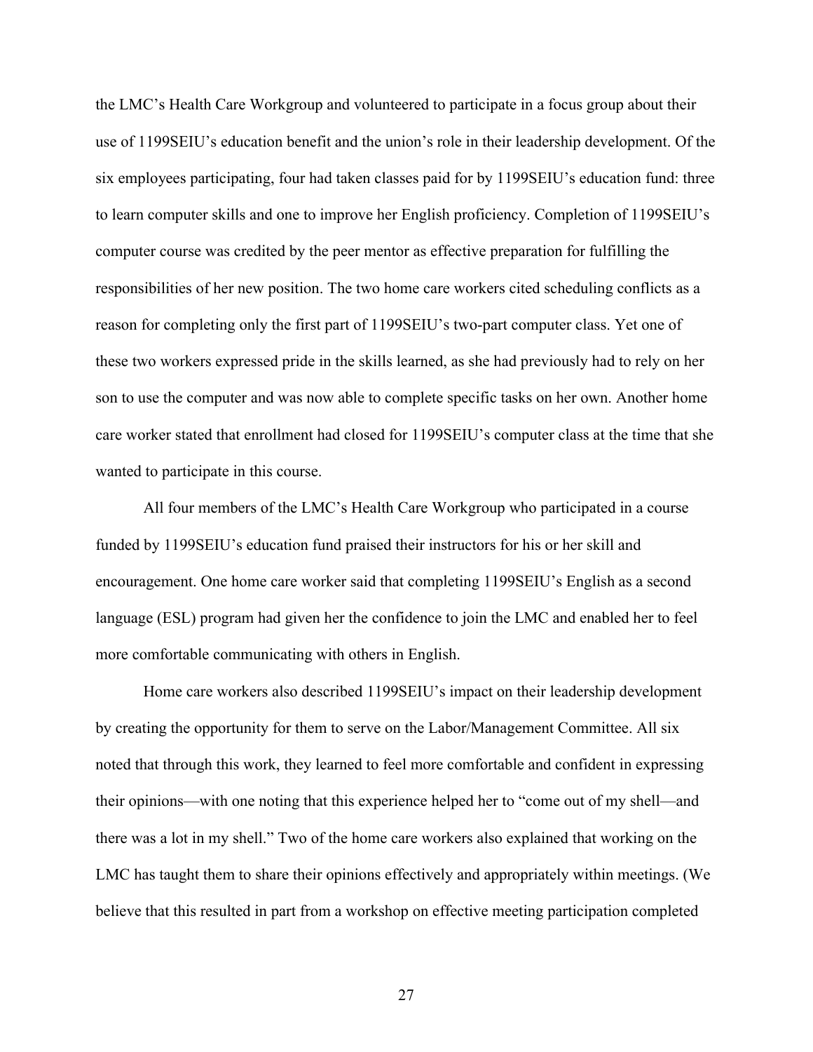the LMC's Health Care Workgroup and volunteered to participate in a focus group about their use of 1199SEIU's education benefit and the union's role in their leadership development. Of the six employees participating, four had taken classes paid for by 1199SEIU's education fund: three to learn computer skills and one to improve her English proficiency. Completion of 1199SEIU's computer course was credited by the peer mentor as effective preparation for fulfilling the responsibilities of her new position. The two home care workers cited scheduling conflicts as a reason for completing only the first part of 1199SEIU's two-part computer class. Yet one of these two workers expressed pride in the skills learned, as she had previously had to rely on her son to use the computer and was now able to complete specific tasks on her own. Another home care worker stated that enrollment had closed for 1199SEIU's computer class at the time that she wanted to participate in this course.

All four members of the LMC's Health Care Workgroup who participated in a course funded by 1199SEIU's education fund praised their instructors for his or her skill and encouragement. One home care worker said that completing 1199SEIU's English as a second language (ESL) program had given her the confidence to join the LMC and enabled her to feel more comfortable communicating with others in English.

Home care workers also described 1199SEIU's impact on their leadership development by creating the opportunity for them to serve on the Labor/Management Committee. All six noted that through this work, they learned to feel more comfortable and confident in expressing their opinions—with one noting that this experience helped her to "come out of my shell—and there was a lot in my shell." Two of the home care workers also explained that working on the LMC has taught them to share their opinions effectively and appropriately within meetings. (We believe that this resulted in part from a workshop on effective meeting participation completed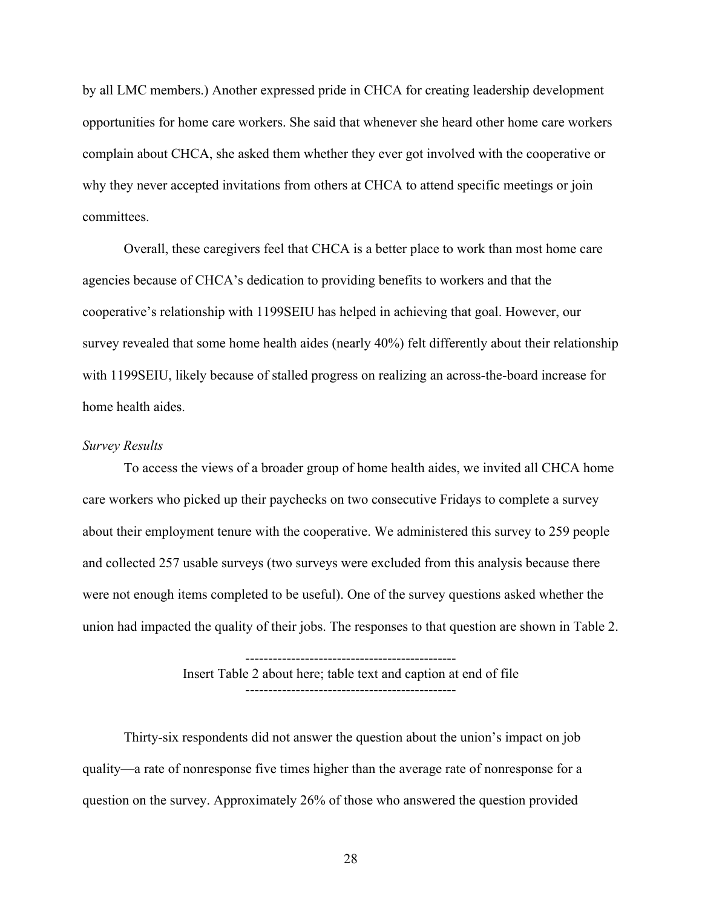by all LMC members.) Another expressed pride in CHCA for creating leadership development opportunities for home care workers. She said that whenever she heard other home care workers complain about CHCA, she asked them whether they ever got involved with the cooperative or why they never accepted invitations from others at CHCA to attend specific meetings or join committees.

Overall, these caregivers feel that CHCA is a better place to work than most home care agencies because of CHCA's dedication to providing benefits to workers and that the cooperative's relationship with 1199SEIU has helped in achieving that goal. However, our survey revealed that some home health aides (nearly 40%) felt differently about their relationship with 1199SEIU, likely because of stalled progress on realizing an across-the-board increase for home health aides.

*Survey Results*

To access the views of a broader group of home health aides, we invited all CHCA home care workers who picked up their paychecks on two consecutive Fridays to complete a survey about their employment tenure with the cooperative. We administered this survey to 259 people and collected 257 usable surveys (two surveys were excluded from this analysis because there were not enough items completed to be useful). One of the survey questions asked whether the union had impacted the quality of their jobs. The responses to that question are shown in Table 2.

---------------------------------------------
Insert Table 2 about here; table text and caption at end of file
---------------------------------------------

Thirty-six respondents did not answer the question about the union's impact on job quality—a rate of nonresponse five times higher than the average rate of nonresponse for a question on the survey. Approximately 26% of those who answered the question provided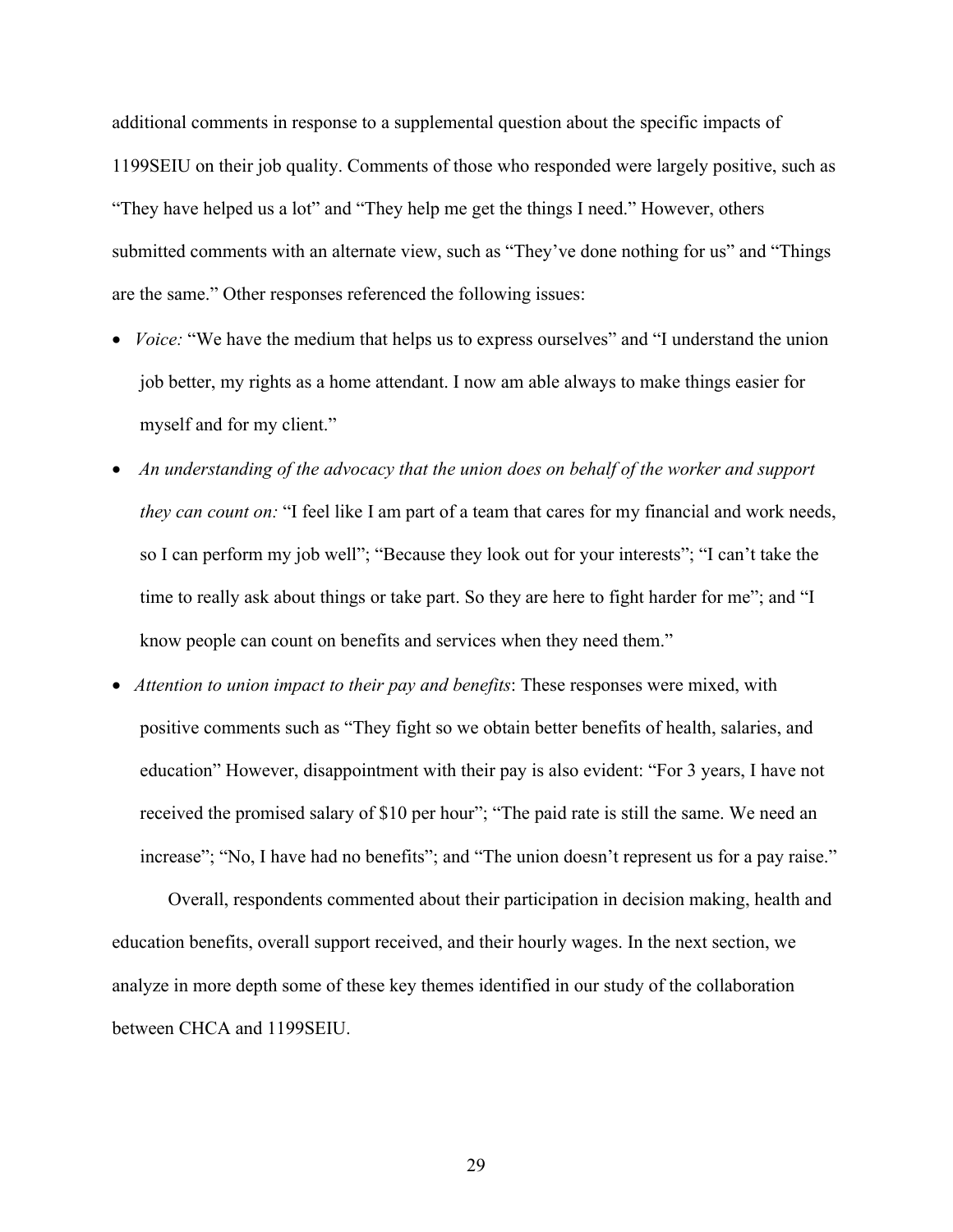additional comments in response to a supplemental question about the specific impacts of 1199SEIU on their job quality. Comments of those who responded were largely positive, such as "They have helped us a lot" and "They help me get the things I need." However, others submitted comments with an alternate view, such as "They've done nothing for us" and "Things are the same." Other responses referenced the following issues:

- *Voice:* "We have the medium that helps us to express ourselves" and "I understand the union job better, my rights as a home attendant. I now am able always to make things easier for myself and for my client."
- *An understanding of the advocacy that the union does on behalf of the worker and support they can count on:* "I feel like I am part of a team that cares for my financial and work needs, so I can perform my job well"; "Because they look out for your interests"; "I can't take the time to really ask about things or take part. So they are here to fight harder for me"; and "I know people can count on benefits and services when they need them."
- *Attention to union impact to their pay and benefits*: These responses were mixed, with positive comments such as "They fight so we obtain better benefits of health, salaries, and education" However, disappointment with their pay is also evident: "For 3 years, I have not received the promised salary of $10 per hour"; "The paid rate is still the same. We need an increase"; "No, I have had no benefits"; and "The union doesn't represent us for a pay raise."

Overall, respondents commented about their participation in decision making, health and education benefits, overall support received, and their hourly wages. In the next section, we analyze in more depth some of these key themes identified in our study of the collaboration between CHCA and 1199SEIU.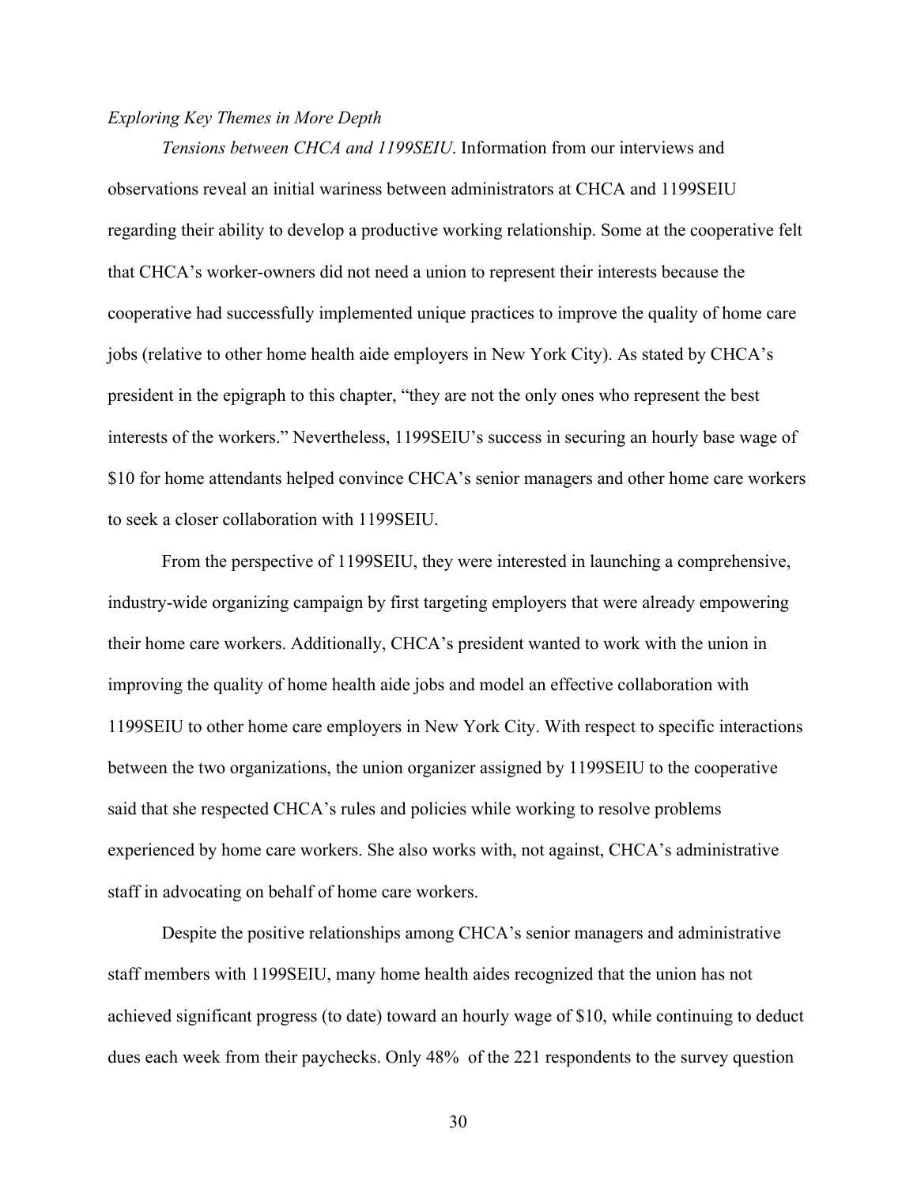*Exploring Key Themes in More Depth*

*Tensions between CHCA and 1199SEIU*. Information from our interviews and observations reveal an initial wariness between administrators at CHCA and 1199SEIU regarding their ability to develop a productive working relationship. Some at the cooperative felt that CHCA's worker-owners did not need a union to represent their interests because the cooperative had successfully implemented unique practices to improve the quality of home care jobs (relative to other home health aide employers in New York City). As stated by CHCA's president in the epigraph to this chapter, "they are not the only ones who represent the best interests of the workers." Nevertheless, 1199SEIU's success in securing an hourly base wage of $10 for home attendants helped convince CHCA's senior managers and other home care workers to seek a closer collaboration with 1199SEIU.

From the perspective of 1199SEIU, they were interested in launching a comprehensive, industry-wide organizing campaign by first targeting employers that were already empowering their home care workers. Additionally, CHCA's president wanted to work with the union in improving the quality of home health aide jobs and model an effective collaboration with 1199SEIU to other home care employers in New York City. With respect to specific interactions between the two organizations, the union organizer assigned by 1199SEIU to the cooperative said that she respected CHCA's rules and policies while working to resolve problems experienced by home care workers. She also works with, not against, CHCA's administrative staff in advocating on behalf of home care workers.

Despite the positive relationships among CHCA's senior managers and administrative staff members with 1199SEIU, many home health aides recognized that the union has not achieved significant progress (to date) toward an hourly wage of $10, while continuing to deduct dues each week from their paychecks. Only 48% of the 221 respondents to the survey question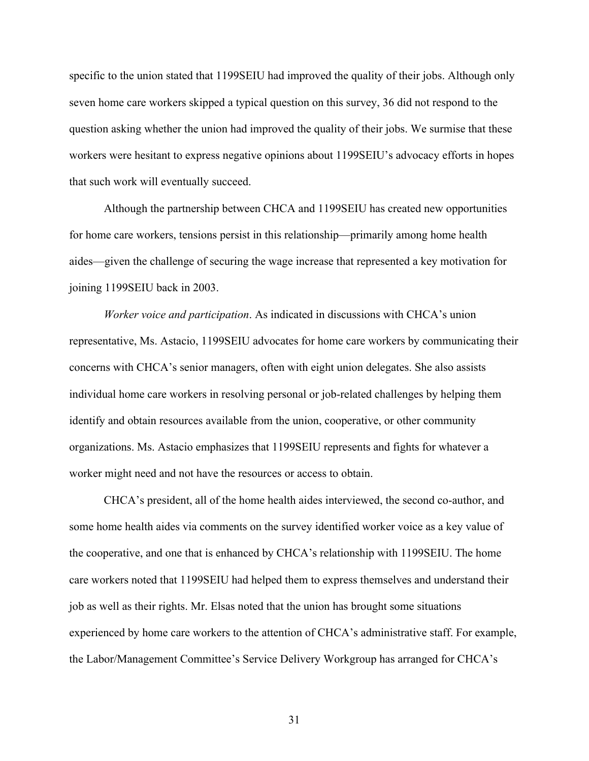specific to the union stated that 1199SEIU had improved the quality of their jobs. Although only seven home care workers skipped a typical question on this survey, 36 did not respond to the question asking whether the union had improved the quality of their jobs. We surmise that these workers were hesitant to express negative opinions about 1199SEIU's advocacy efforts in hopes that such work will eventually succeed.

Although the partnership between CHCA and 1199SEIU has created new opportunities for home care workers, tensions persist in this relationship—primarily among home health aides—given the challenge of securing the wage increase that represented a key motivation for joining 1199SEIU back in 2003.

*Worker voice and participation*. As indicated in discussions with CHCA's union representative, Ms. Astacio, 1199SEIU advocates for home care workers by communicating their concerns with CHCA's senior managers, often with eight union delegates. She also assists individual home care workers in resolving personal or job-related challenges by helping them identify and obtain resources available from the union, cooperative, or other community organizations. Ms. Astacio emphasizes that 1199SEIU represents and fights for whatever a worker might need and not have the resources or access to obtain.

CHCA's president, all of the home health aides interviewed, the second co-author, and some home health aides via comments on the survey identified worker voice as a key value of the cooperative, and one that is enhanced by CHCA's relationship with 1199SEIU. The home care workers noted that 1199SEIU had helped them to express themselves and understand their job as well as their rights. Mr. Elsas noted that the union has brought some situations experienced by home care workers to the attention of CHCA's administrative staff. For example, the Labor/Management Committee's Service Delivery Workgroup has arranged for CHCA's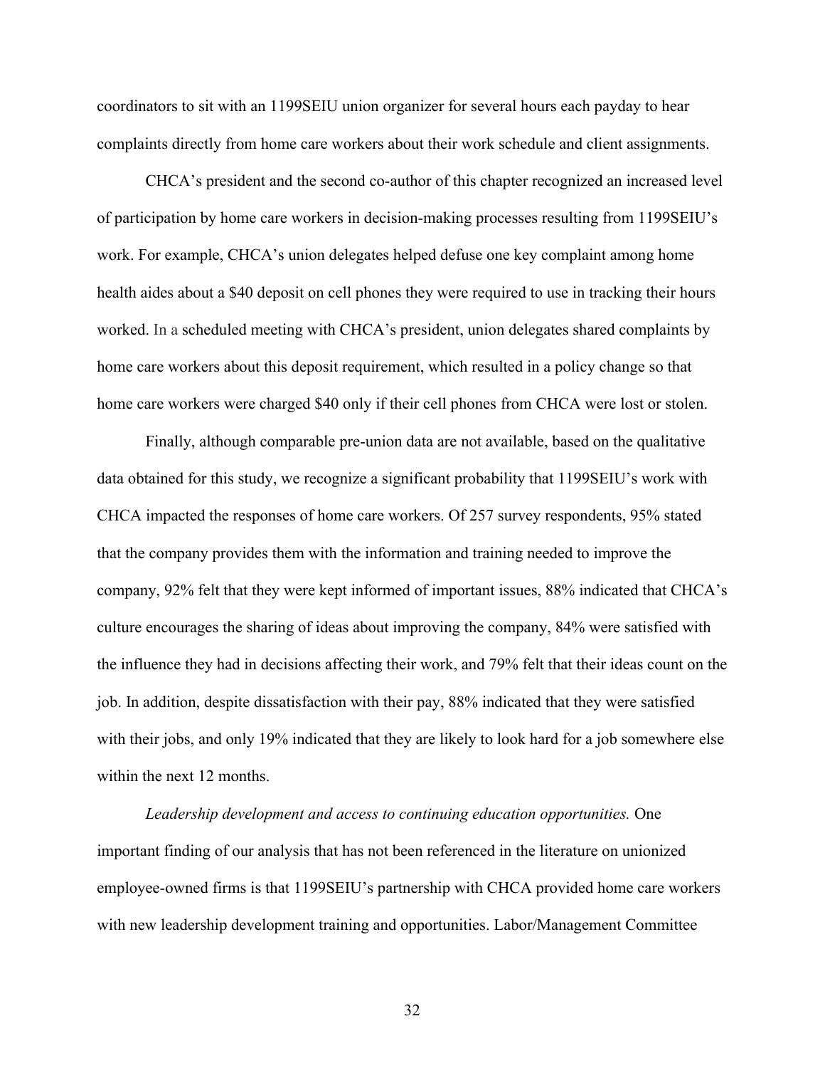coordinators to sit with an 1199SEIU union organizer for several hours each payday to hear complaints directly from home care workers about their work schedule and client assignments.

CHCA's president and the second co-author of this chapter recognized an increased level of participation by home care workers in decision-making processes resulting from 1199SEIU's work. For example, CHCA's union delegates helped defuse one key complaint among home health aides about a $40 deposit on cell phones they were required to use in tracking their hours worked. In a scheduled meeting with CHCA's president, union delegates shared complaints by home care workers about this deposit requirement, which resulted in a policy change so that home care workers were charged $40 only if their cell phones from CHCA were lost or stolen.

Finally, although comparable pre-union data are not available, based on the qualitative data obtained for this study, we recognize a significant probability that 1199SEIU's work with CHCA impacted the responses of home care workers. Of 257 survey respondents, 95% stated that the company provides them with the information and training needed to improve the company, 92% felt that they were kept informed of important issues, 88% indicated that CHCA's culture encourages the sharing of ideas about improving the company, 84% were satisfied with the influence they had in decisions affecting their work, and 79% felt that their ideas count on the job. In addition, despite dissatisfaction with their pay, 88% indicated that they were satisfied with their jobs, and only 19% indicated that they are likely to look hard for a job somewhere else within the next 12 months.

*Leadership development and access to continuing education opportunities.* One important finding of our analysis that has not been referenced in the literature on unionized employee-owned firms is that 1199SEIU's partnership with CHCA provided home care workers with new leadership development training and opportunities. Labor/Management Committee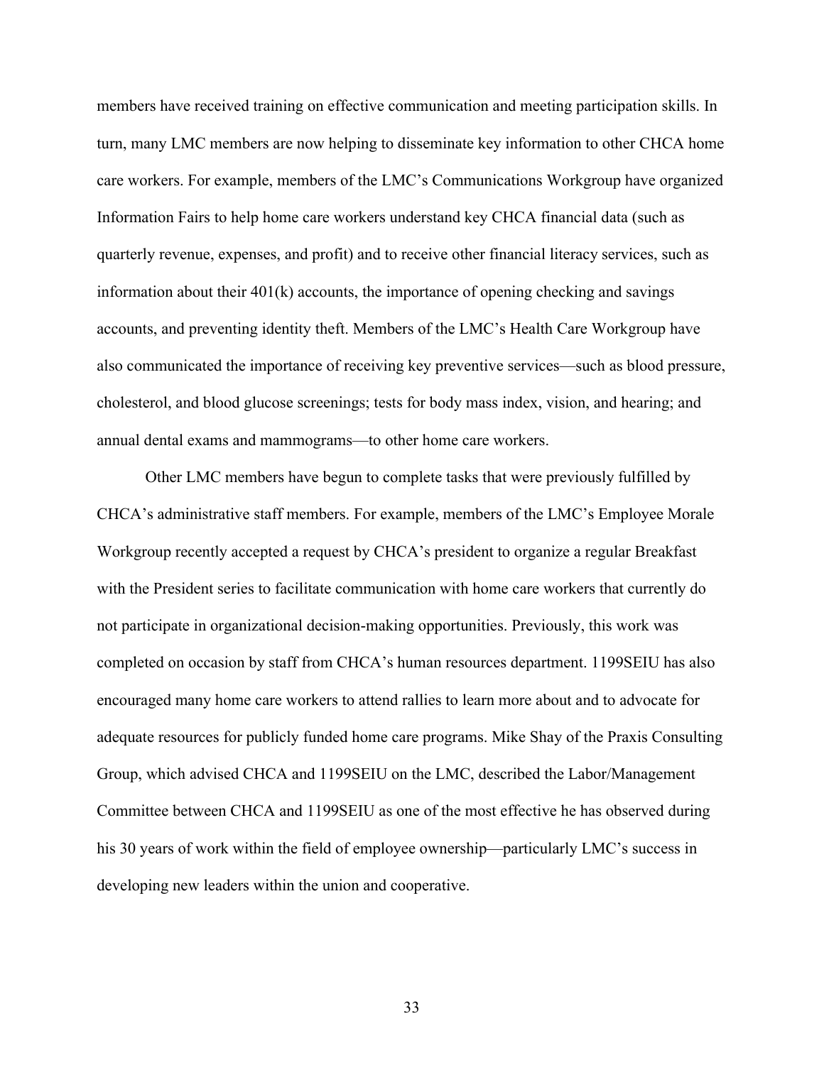members have received training on effective communication and meeting participation skills. In turn, many LMC members are now helping to disseminate key information to other CHCA home care workers. For example, members of the LMC's Communications Workgroup have organized Information Fairs to help home care workers understand key CHCA financial data (such as quarterly revenue, expenses, and profit) and to receive other financial literacy services, such as information about their 401(k) accounts, the importance of opening checking and savings accounts, and preventing identity theft. Members of the LMC's Health Care Workgroup have also communicated the importance of receiving key preventive services—such as blood pressure, cholesterol, and blood glucose screenings; tests for body mass index, vision, and hearing; and annual dental exams and mammograms—to other home care workers.

Other LMC members have begun to complete tasks that were previously fulfilled by CHCA's administrative staff members. For example, members of the LMC's Employee Morale Workgroup recently accepted a request by CHCA's president to organize a regular Breakfast with the President series to facilitate communication with home care workers that currently do not participate in organizational decision-making opportunities. Previously, this work was completed on occasion by staff from CHCA's human resources department. 1199SEIU has also encouraged many home care workers to attend rallies to learn more about and to advocate for adequate resources for publicly funded home care programs. Mike Shay of the Praxis Consulting Group, which advised CHCA and 1199SEIU on the LMC, described the Labor/Management Committee between CHCA and 1199SEIU as one of the most effective he has observed during his 30 years of work within the field of employee ownership—particularly LMC's success in developing new leaders within the union and cooperative.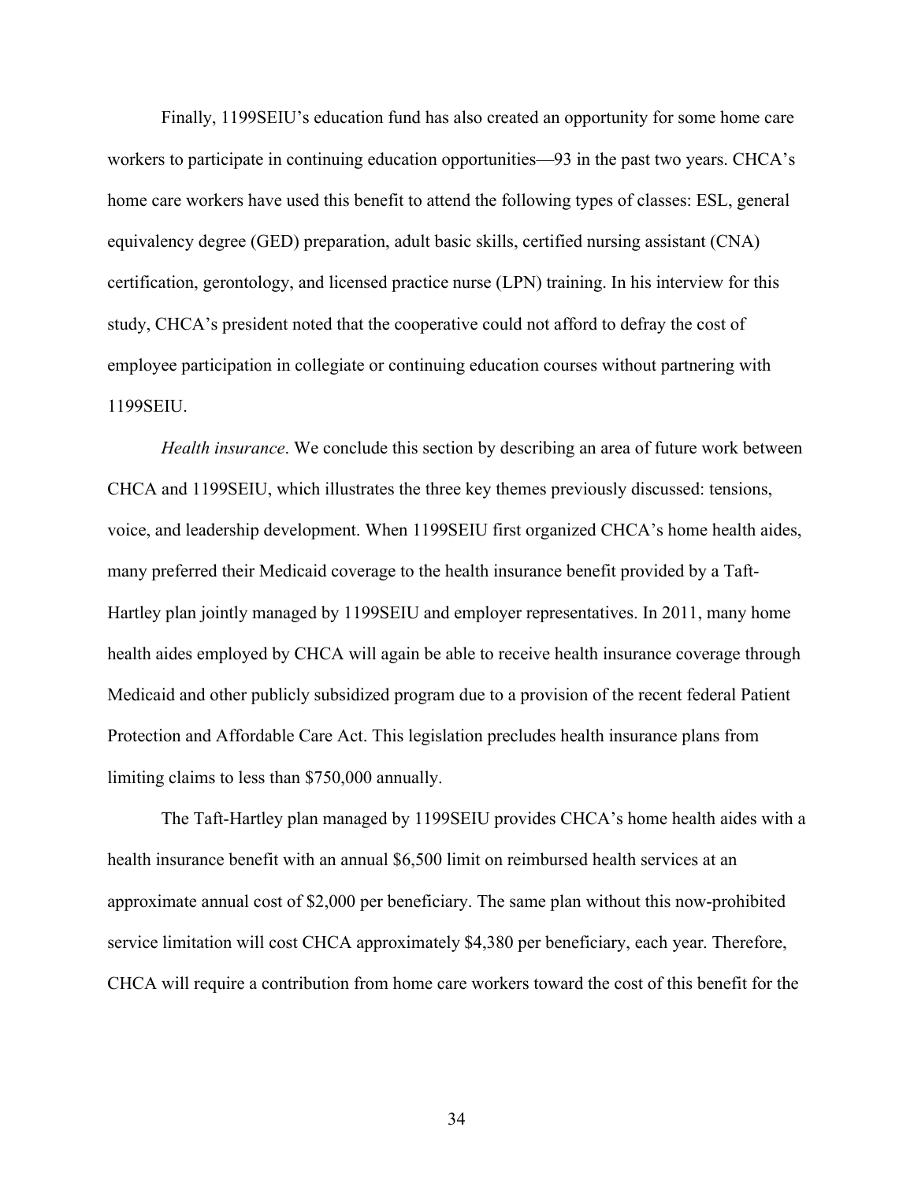Finally, 1199SEIU's education fund has also created an opportunity for some home care workers to participate in continuing education opportunities—93 in the past two years. CHCA's home care workers have used this benefit to attend the following types of classes: ESL, general equivalency degree (GED) preparation, adult basic skills, certified nursing assistant (CNA) certification, gerontology, and licensed practice nurse (LPN) training. In his interview for this study, CHCA's president noted that the cooperative could not afford to defray the cost of employee participation in collegiate or continuing education courses without partnering with 1199SEIU.

*Health insurance*. We conclude this section by describing an area of future work between CHCA and 1199SEIU, which illustrates the three key themes previously discussed: tensions, voice, and leadership development. When 1199SEIU first organized CHCA's home health aides, many preferred their Medicaid coverage to the health insurance benefit provided by a Taft-Hartley plan jointly managed by 1199SEIU and employer representatives. In 2011, many home health aides employed by CHCA will again be able to receive health insurance coverage through Medicaid and other publicly subsidized program due to a provision of the recent federal Patient Protection and Affordable Care Act. This legislation precludes health insurance plans from limiting claims to less than $750,000 annually.

The Taft-Hartley plan managed by 1199SEIU provides CHCA's home health aides with a health insurance benefit with an annual $6,500 limit on reimbursed health services at an approximate annual cost of $2,000 per beneficiary. The same plan without this now-prohibited service limitation will cost CHCA approximately $4,380 per beneficiary, each year. Therefore, CHCA will require a contribution from home care workers toward the cost of this benefit for the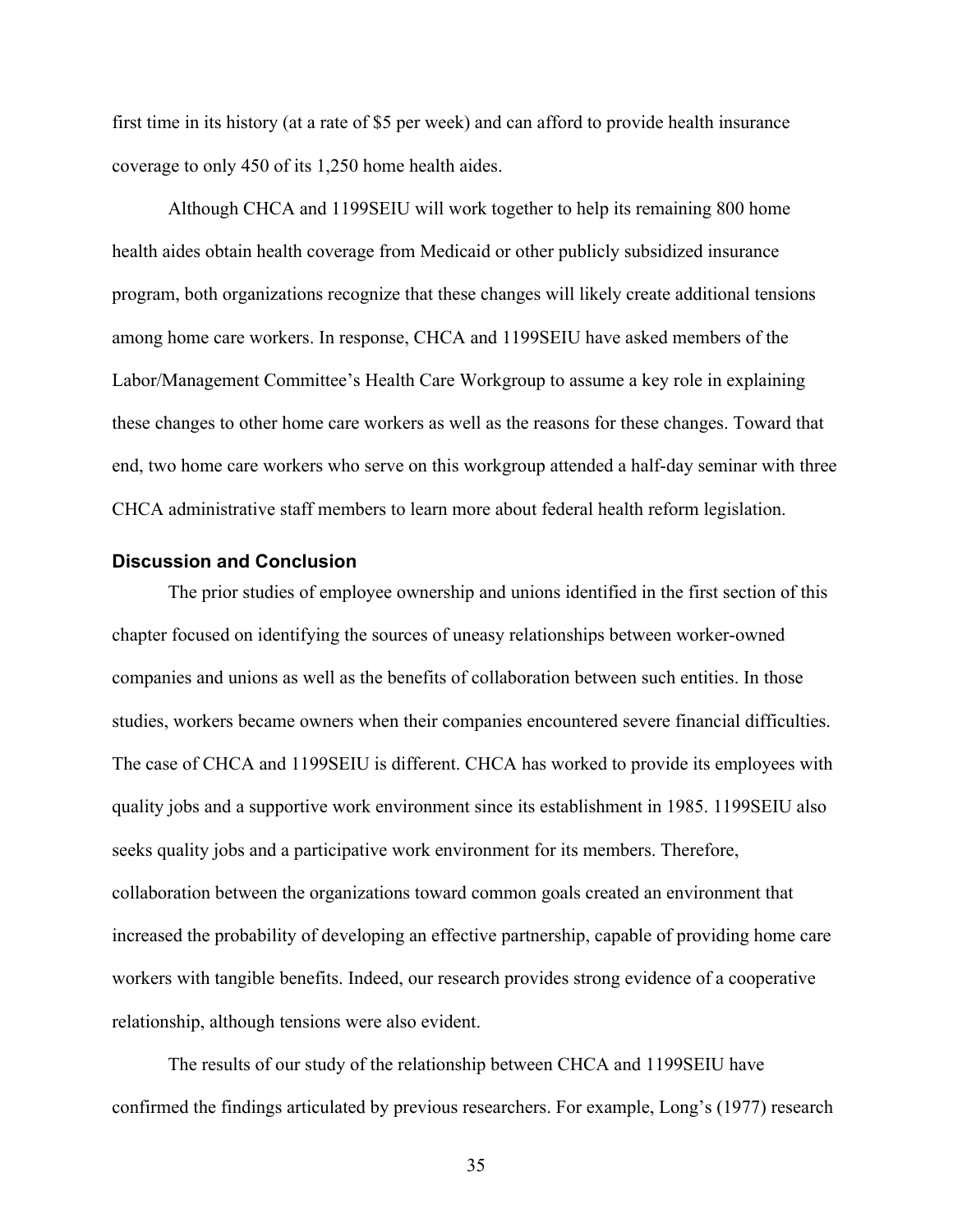first time in its history (at a rate of $5 per week) and can afford to provide health insurance coverage to only 450 of its 1,250 home health aides.

Although CHCA and 1199SEIU will work together to help its remaining 800 home health aides obtain health coverage from Medicaid or other publicly subsidized insurance program, both organizations recognize that these changes will likely create additional tensions among home care workers. In response, CHCA and 1199SEIU have asked members of the Labor/Management Committee's Health Care Workgroup to assume a key role in explaining these changes to other home care workers as well as the reasons for these changes. Toward that end, two home care workers who serve on this workgroup attended a half-day seminar with three CHCA administrative staff members to learn more about federal health reform legislation.

### Discussion and Conclusion

The prior studies of employee ownership and unions identified in the first section of this chapter focused on identifying the sources of uneasy relationships between worker-owned companies and unions as well as the benefits of collaboration between such entities. In those studies, workers became owners when their companies encountered severe financial difficulties. The case of CHCA and 1199SEIU is different. CHCA has worked to provide its employees with quality jobs and a supportive work environment since its establishment in 1985. 1199SEIU also seeks quality jobs and a participative work environment for its members. Therefore, collaboration between the organizations toward common goals created an environment that increased the probability of developing an effective partnership, capable of providing home care workers with tangible benefits. Indeed, our research provides strong evidence of a cooperative relationship, although tensions were also evident.

The results of our study of the relationship between CHCA and 1199SEIU have confirmed the findings articulated by previous researchers. For example, Long's (1977) research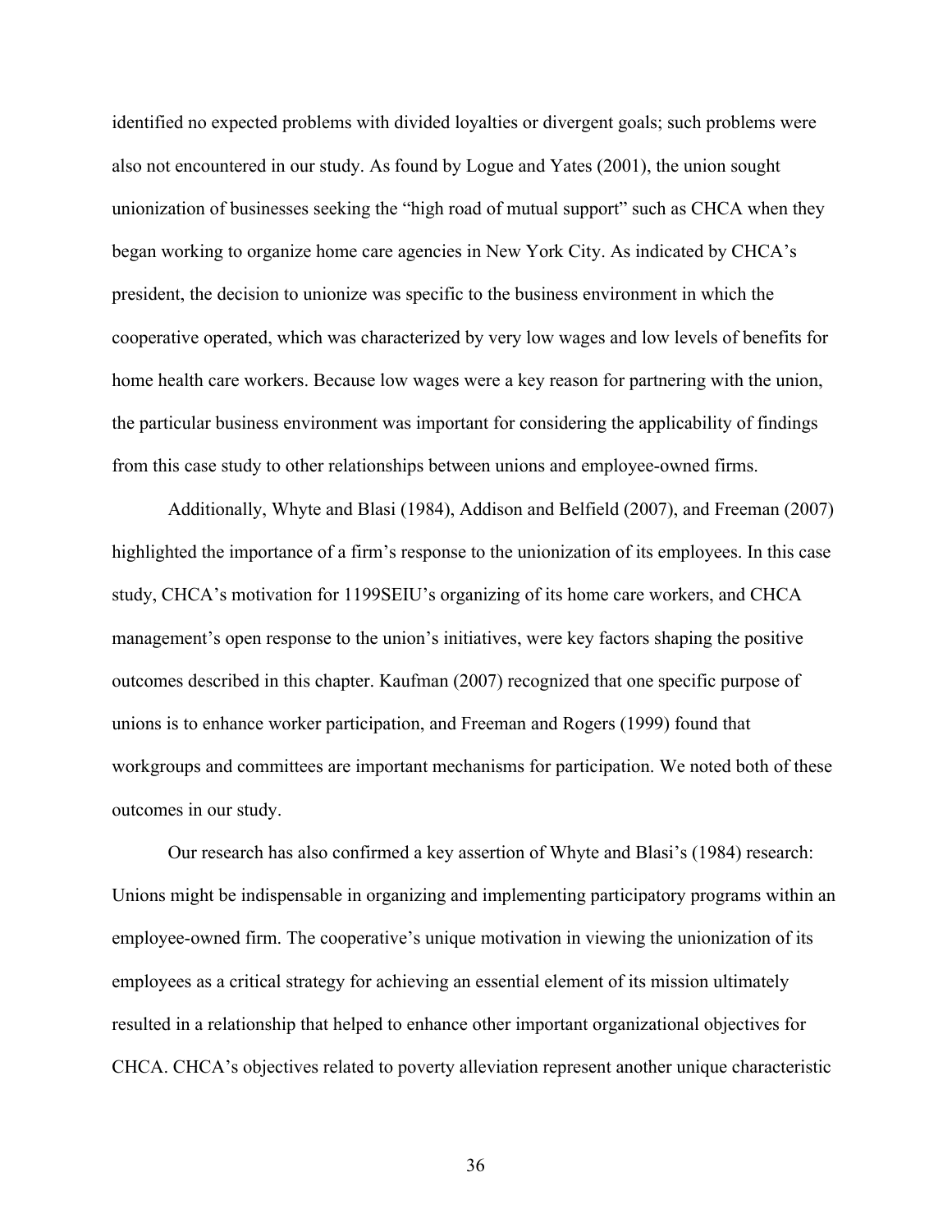identified no expected problems with divided loyalties or divergent goals; such problems were also not encountered in our study. As found by Logue and Yates (2001), the union sought unionization of businesses seeking the "high road of mutual support" such as CHCA when they began working to organize home care agencies in New York City. As indicated by CHCA's president, the decision to unionize was specific to the business environment in which the cooperative operated, which was characterized by very low wages and low levels of benefits for home health care workers. Because low wages were a key reason for partnering with the union, the particular business environment was important for considering the applicability of findings from this case study to other relationships between unions and employee-owned firms.

Additionally, Whyte and Blasi (1984), Addison and Belfield (2007), and Freeman (2007) highlighted the importance of a firm's response to the unionization of its employees. In this case study, CHCA's motivation for 1199SEIU's organizing of its home care workers, and CHCA management's open response to the union's initiatives, were key factors shaping the positive outcomes described in this chapter. Kaufman (2007) recognized that one specific purpose of unions is to enhance worker participation, and Freeman and Rogers (1999) found that workgroups and committees are important mechanisms for participation. We noted both of these outcomes in our study.

Our research has also confirmed a key assertion of Whyte and Blasi's (1984) research: Unions might be indispensable in organizing and implementing participatory programs within an employee-owned firm. The cooperative's unique motivation in viewing the unionization of its employees as a critical strategy for achieving an essential element of its mission ultimately resulted in a relationship that helped to enhance other important organizational objectives for CHCA. CHCA's objectives related to poverty alleviation represent another unique characteristic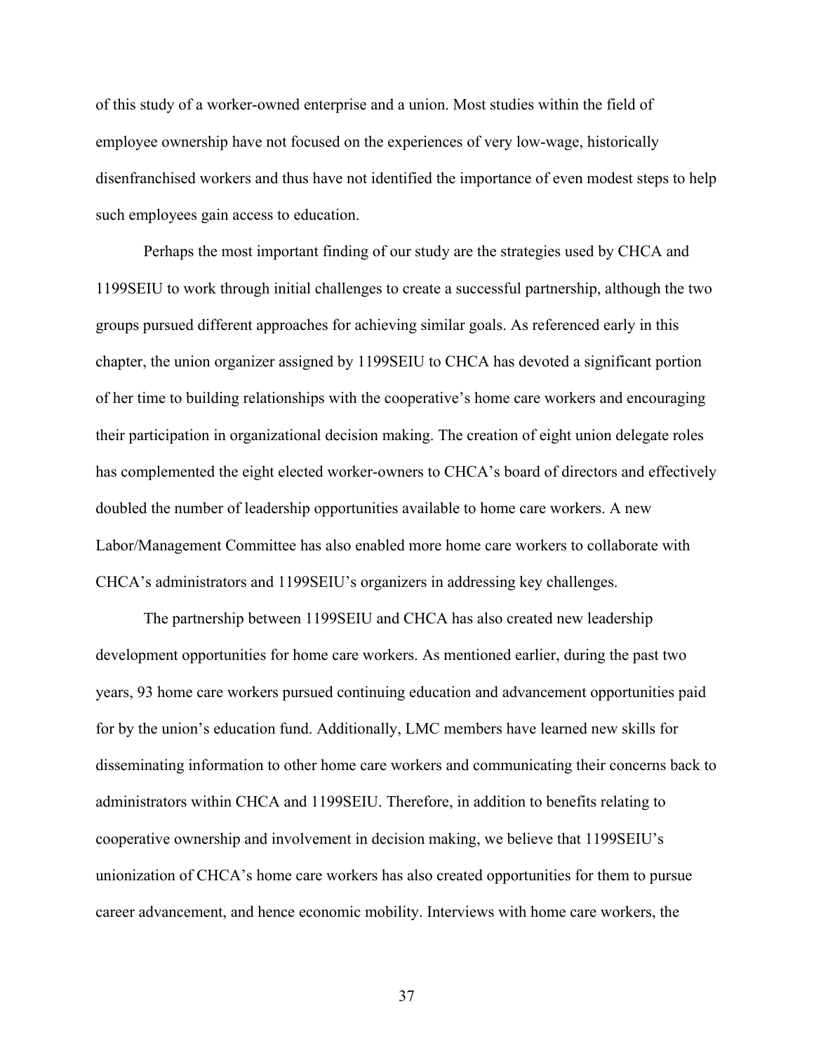of this study of a worker-owned enterprise and a union. Most studies within the field of employee ownership have not focused on the experiences of very low-wage, historically disenfranchised workers and thus have not identified the importance of even modest steps to help such employees gain access to education.

Perhaps the most important finding of our study are the strategies used by CHCA and 1199SEIU to work through initial challenges to create a successful partnership, although the two groups pursued different approaches for achieving similar goals. As referenced early in this chapter, the union organizer assigned by 1199SEIU to CHCA has devoted a significant portion of her time to building relationships with the cooperative's home care workers and encouraging their participation in organizational decision making. The creation of eight union delegate roles has complemented the eight elected worker-owners to CHCA's board of directors and effectively doubled the number of leadership opportunities available to home care workers. A new Labor/Management Committee has also enabled more home care workers to collaborate with CHCA's administrators and 1199SEIU's organizers in addressing key challenges.

The partnership between 1199SEIU and CHCA has also created new leadership development opportunities for home care workers. As mentioned earlier, during the past two years, 93 home care workers pursued continuing education and advancement opportunities paid for by the union's education fund. Additionally, LMC members have learned new skills for disseminating information to other home care workers and communicating their concerns back to administrators within CHCA and 1199SEIU. Therefore, in addition to benefits relating to cooperative ownership and involvement in decision making, we believe that 1199SEIU's unionization of CHCA's home care workers has also created opportunities for them to pursue career advancement, and hence economic mobility. Interviews with home care workers, the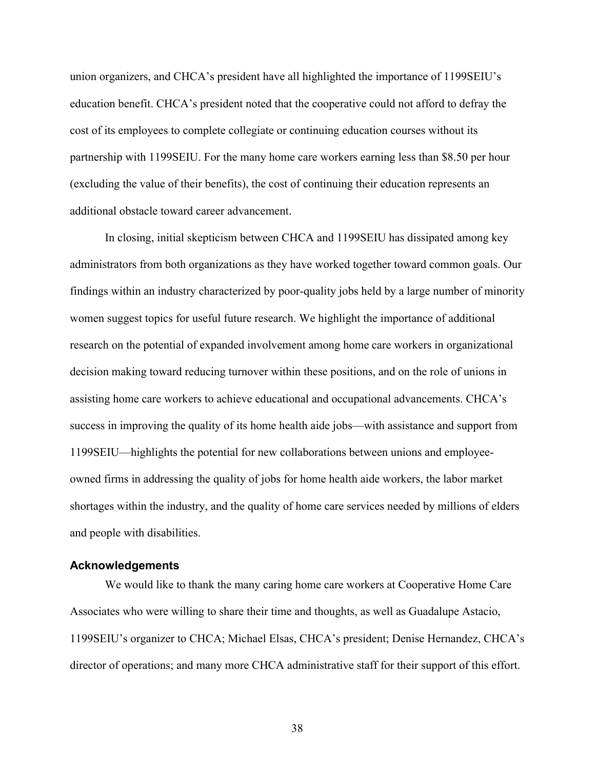union organizers, and CHCA's president have all highlighted the importance of 1199SEIU's education benefit. CHCA's president noted that the cooperative could not afford to defray the cost of its employees to complete collegiate or continuing education courses without its partnership with 1199SEIU. For the many home care workers earning less than $8.50 per hour (excluding the value of their benefits), the cost of continuing their education represents an additional obstacle toward career advancement.

In closing, initial skepticism between CHCA and 1199SEIU has dissipated among key administrators from both organizations as they have worked together toward common goals. Our findings within an industry characterized by poor-quality jobs held by a large number of minority women suggest topics for useful future research. We highlight the importance of additional research on the potential of expanded involvement among home care workers in organizational decision making toward reducing turnover within these positions, and on the role of unions in assisting home care workers to achieve educational and occupational advancements. CHCA's success in improving the quality of its home health aide jobs—with assistance and support from 1199SEIU—highlights the potential for new collaborations between unions and employee-owned firms in addressing the quality of jobs for home health aide workers, the labor market shortages within the industry, and the quality of home care services needed by millions of elders and people with disabilities.

### Acknowledgements

We would like to thank the many caring home care workers at Cooperative Home Care Associates who were willing to share their time and thoughts, as well as Guadalupe Astacio, 1199SEIU's organizer to CHCA; Michael Elsas, CHCA's president; Denise Hernandez, CHCA's director of operations; and many more CHCA administrative staff for their support of this effort.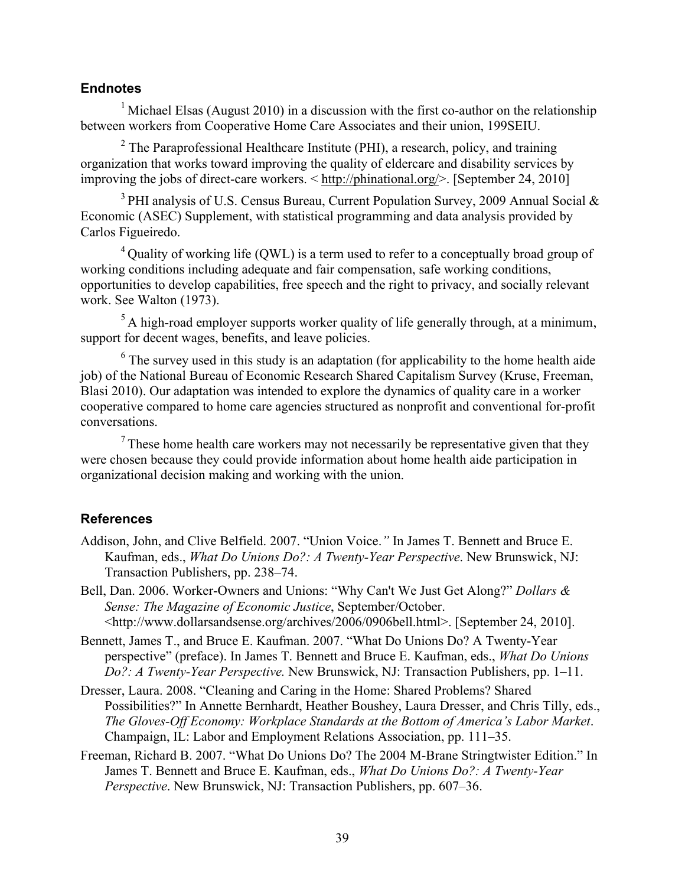## Endnotes

[1] Michael Elsas (August 2010) in a discussion with the first co-author on the relationship between workers from Cooperative Home Care Associates and their union, 199SEIU.

[2] The Paraprofessional Healthcare Institute (PHI), a research, policy, and training organization that works toward improving the quality of eldercare and disability services by improving the jobs of direct-care workers. < http://phinational.org/>. [September 24, 2010]

[3] PHI analysis of U.S. Census Bureau, Current Population Survey, 2009 Annual Social & Economic (ASEC) Supplement, with statistical programming and data analysis provided by Carlos Figueiredo.

[4] Quality of working life (QWL) is a term used to refer to a conceptually broad group of working conditions including adequate and fair compensation, safe working conditions, opportunities to develop capabilities, free speech and the right to privacy, and socially relevant work. See Walton (1973).

[5] A high-road employer supports worker quality of life generally through, at a minimum, support for decent wages, benefits, and leave policies.

[6] The survey used in this study is an adaptation (for applicability to the home health aide job) of the National Bureau of Economic Research Shared Capitalism Survey (Kruse, Freeman, Blasi 2010). Our adaptation was intended to explore the dynamics of quality care in a worker cooperative compared to home care agencies structured as nonprofit and conventional for-profit conversations.

[7] These home health care workers may not necessarily be representative given that they were chosen because they could provide information about home health aide participation in organizational decision making and working with the union.

## References

Addison, John, and Clive Belfield. 2007. "Union Voice." In James T. Bennett and Bruce E. Kaufman, eds., *What Do Unions Do?: A Twenty-Year Perspective*. New Brunswick, NJ: Transaction Publishers, pp. 238–74.

Bell, Dan. 2006. Worker-Owners and Unions: "Why Can't We Just Get Along?" *Dollars & Sense: The Magazine of Economic Justice*, September/October. <http://www.dollarsandsense.org/archives/2006/0906bell.html>. [September 24, 2010].

Bennett, James T., and Bruce E. Kaufman. 2007. "What Do Unions Do? A Twenty-Year perspective" (preface). In James T. Bennett and Bruce E. Kaufman, eds., *What Do Unions Do?: A Twenty-Year Perspective.* New Brunswick, NJ: Transaction Publishers, pp. 1–11.

Dresser, Laura. 2008. "Cleaning and Caring in the Home: Shared Problems? Shared Possibilities?" In Annette Bernhardt, Heather Boushey, Laura Dresser, and Chris Tilly, eds., *The Gloves-Off Economy: Workplace Standards at the Bottom of America's Labor Market*. Champaign, IL: Labor and Employment Relations Association, pp. 111–35.

Freeman, Richard B. 2007. "What Do Unions Do? The 2004 M-Brane Stringtwister Edition." In James T. Bennett and Bruce E. Kaufman, eds., *What Do Unions Do?: A Twenty-Year Perspective*. New Brunswick, NJ: Transaction Publishers, pp. 607–36.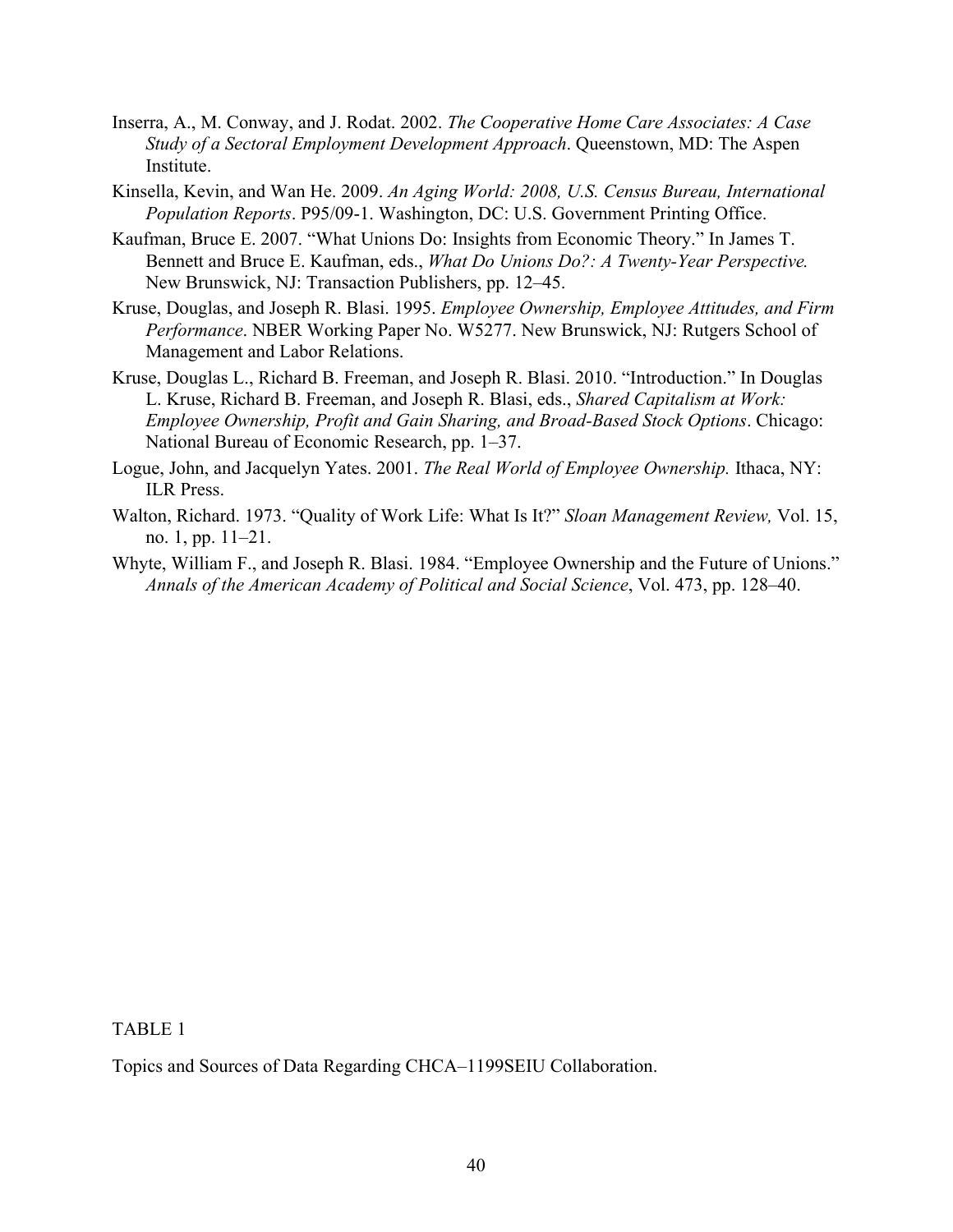Inserra, A., M. Conway, and J. Rodat. 2002. *The Cooperative Home Care Associates: A Case Study of a Sectoral Employment Development Approach*. Queenstown, MD: The Aspen Institute.

Kinsella, Kevin, and Wan He. 2009. *An Aging World: 2008, U.S. Census Bureau, International Population Reports*. P95/09-1. Washington, DC: U.S. Government Printing Office.

Kaufman, Bruce E. 2007. "What Unions Do: Insights from Economic Theory." In James T. Bennett and Bruce E. Kaufman, eds., *What Do Unions Do?: A Twenty-Year Perspective.* New Brunswick, NJ: Transaction Publishers, pp. 12–45.

Kruse, Douglas, and Joseph R. Blasi. 1995. *Employee Ownership, Employee Attitudes, and Firm Performance*. NBER Working Paper No. W5277. New Brunswick, NJ: Rutgers School of Management and Labor Relations.

Kruse, Douglas L., Richard B. Freeman, and Joseph R. Blasi. 2010. "Introduction." In Douglas L. Kruse, Richard B. Freeman, and Joseph R. Blasi, eds., *Shared Capitalism at Work: Employee Ownership, Profit and Gain Sharing, and Broad-Based Stock Options*. Chicago: National Bureau of Economic Research, pp. 1–37.

Logue, John, and Jacquelyn Yates. 2001. *The Real World of Employee Ownership.* Ithaca, NY: ILR Press.

Walton, Richard. 1973. "Quality of Work Life: What Is It?" *Sloan Management Review,* Vol. 15, no. 1, pp. 11–21.

Whyte, William F., and Joseph R. Blasi. 1984. "Employee Ownership and the Future of Unions." *Annals of the American Academy of Political and Social Science*, Vol. 473, pp. 128–40.

TABLE 1

Topics and Sources of Data Regarding CHCA–1199SEIU Collaboration.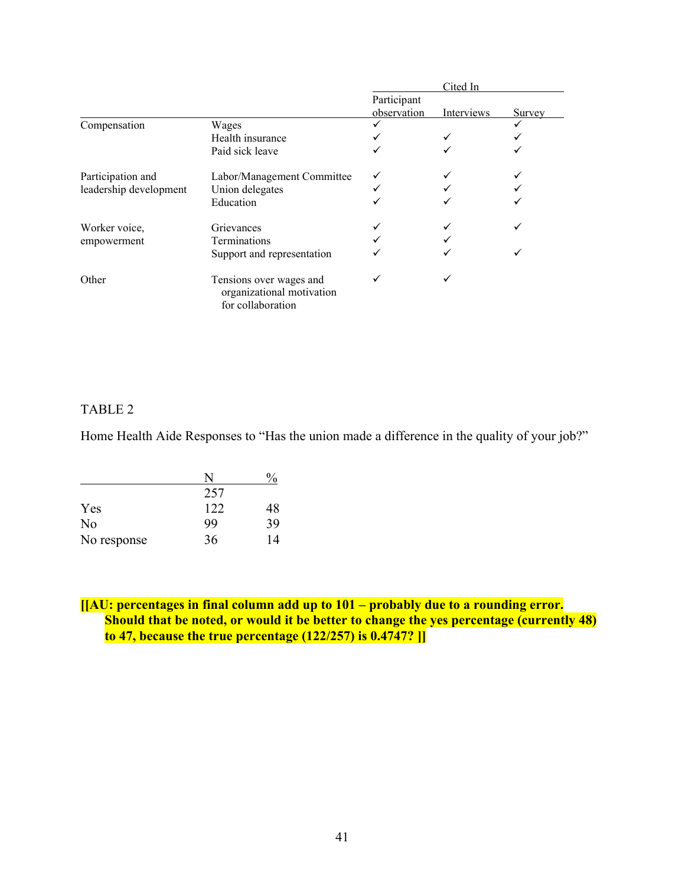| | | Cited In | | |
|---|---|---|---|---|
| | | Participant observation | Interviews | Survey |
| Compensation | Wages | ✓ | | ✓ |
| | Health insurance | ✓ | ✓ | ✓ |
| | Paid sick leave | ✓ | ✓ | ✓ |
| Participation and leadership development | Labor/Management Committee | ✓ | ✓ | ✓ |
| | Union delegates | ✓ | ✓ | ✓ |
| | Education | ✓ | ✓ | ✓ |
| Worker voice, empowerment | Grievances | ✓ | ✓ | ✓ |
| | Terminations | ✓ | ✓ | |
| | Support and representation | ✓ | ✓ | ✓ |
| Other | Tensions over wages and organizational motivation for collaboration | ✓ | ✓ | |

TABLE 2

Home Health Aide Responses to "Has the union made a difference in the quality of your job?"

| | N | % |
|---|---|---|
| | 257 | |
| Yes | 122 | 48 |
| No | 99 | 39 |
| No response | 36 | 14 |

**[[AU: percentages in final column add up to 101 – probably due to a rounding error. Should that be noted, or would it be better to change the yes percentage (currently 48) to 47, because the true percentage (122/257) is 0.4747? ]]**